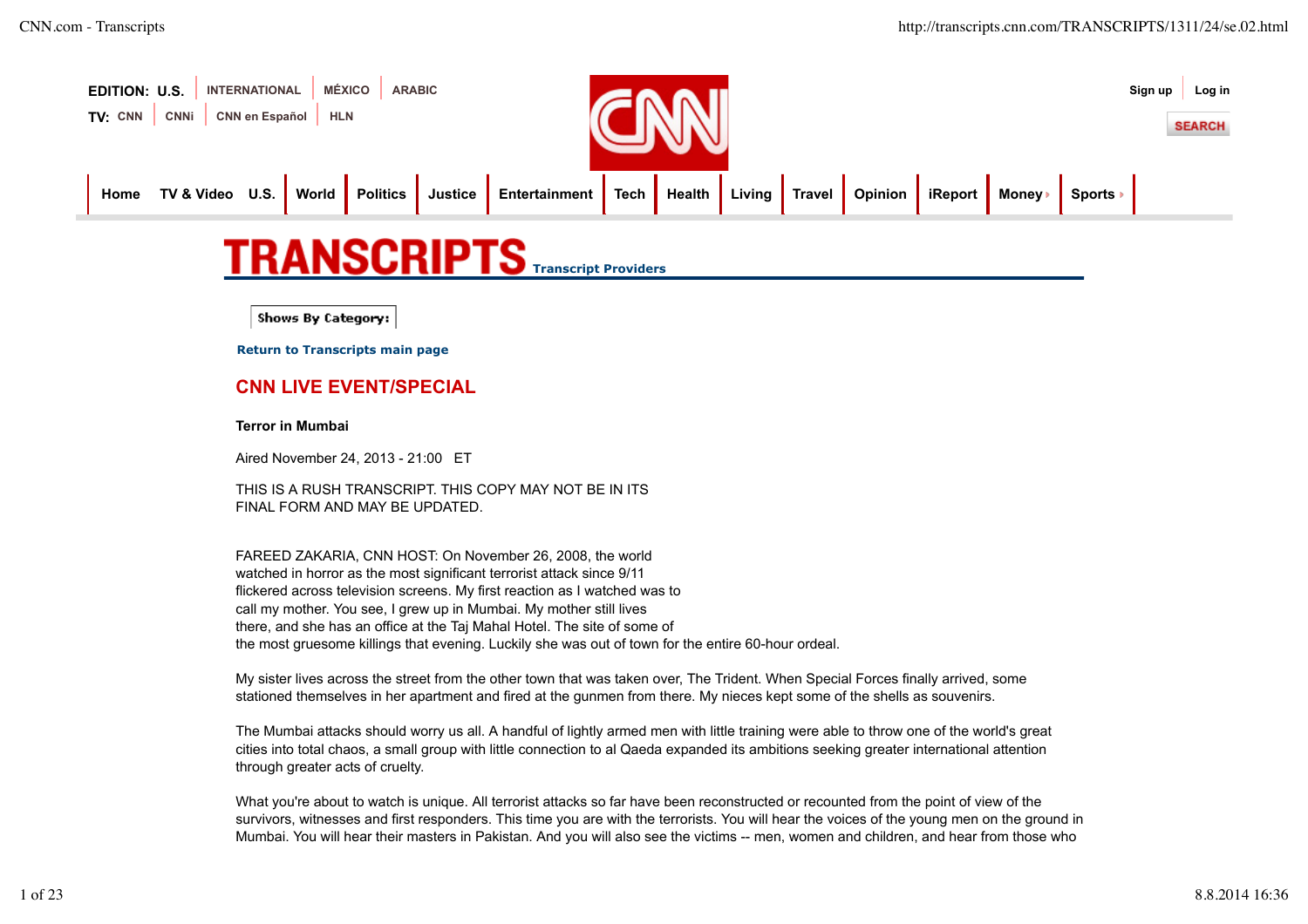# TRANSCRIPTS

## CNN LIVE EVENT/SPECIAL

**Terror in Mumbai**

Aired November 24, 2013 - 21:00 ET

THIS IS A RUSH TRANSCRIPT. THIS COPY MAY NOT BE IN ITS FINAL FORM AND MAY BE UPDATED.

FAREED ZAKARIA, CNN HOST: On November 26, 2008, the world watched in horror as the most significant terrorist attack since 9/11 flickered across television screens. My first reaction as I watched was to call my mother. You see, I grew up in Mumbai. My mother still lives there, and she has an office at the Taj Mahal Hotel. The site of some of the most gruesome killings that evening. Luckily she was out of town for the entire 60-hour ordeal.

My sister lives across the street from the other town that was taken over, The Trident. When Special Forces finally arrived, some stationed themselves in her apartment and fired at the gunmen from there. My nieces kept some of the shells as souvenirs.

The Mumbai attacks should worry us all. A handful of lightly armed men with little training were able to throw one of the world's great cities into total chaos, a small group with little connection to al Qaeda expanded its ambitions seeking greater international attention through greater acts of cruelty.

What you're about to watch is unique. All terrorist attacks so far have been reconstructed or recounted from the point of view of the survivors, witnesses and first responders. This time you are with the terrorists. You will hear the voices of the young men on the ground in Mumbai. You will hear their masters in Pakistan. And you will also see the victims -- men, women and children, and hear from those who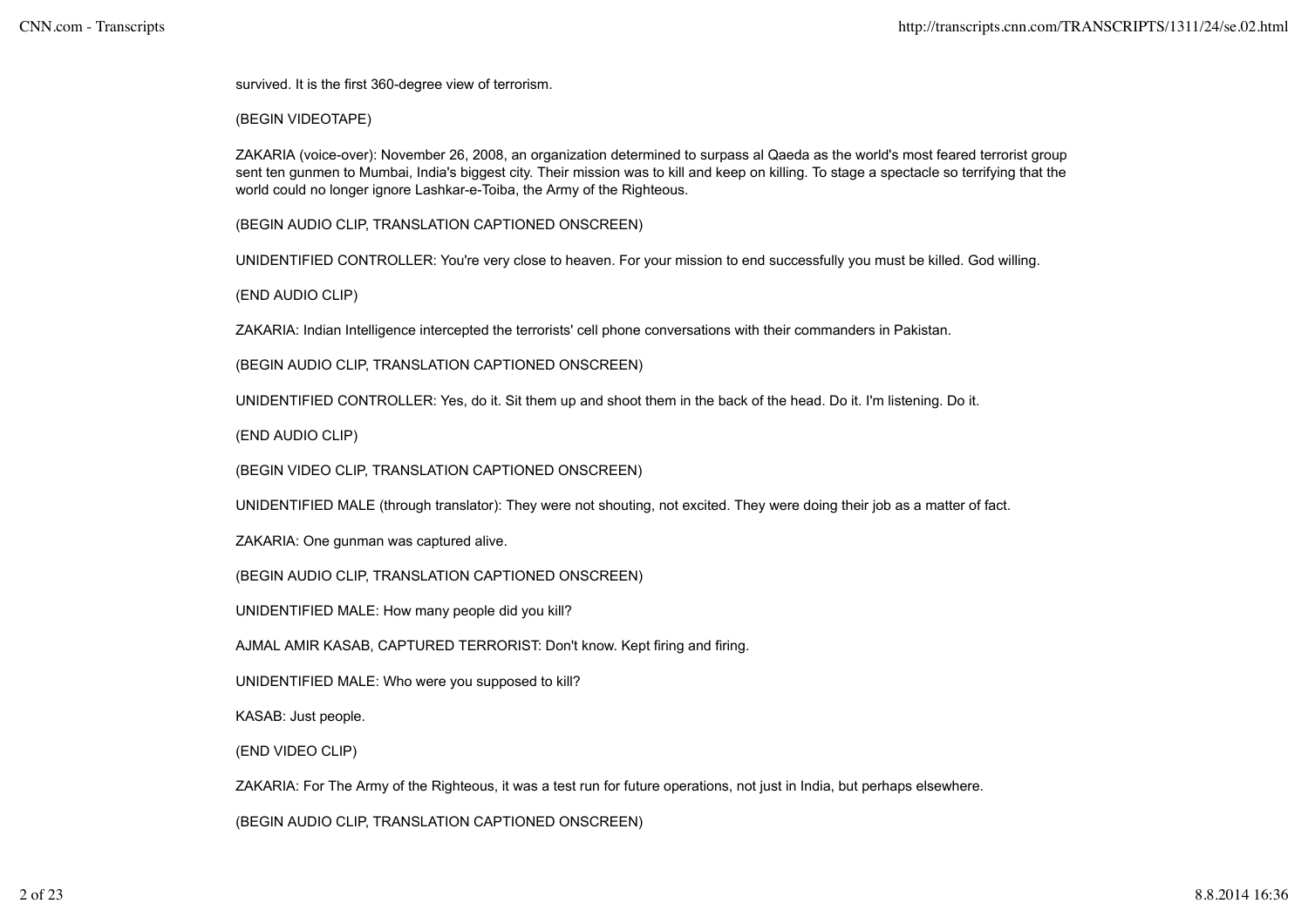survived. It is the first 360-degree view of terrorism.

(BEGIN VIDEOTAPE)

ZAKARIA (voice-over): November 26, 2008, an organization determined to surpass al Qaeda as the world's most feared terrorist group sent ten gunmen to Mumbai, India's biggest city. Their mission was to kill and keep on killing. To stage a spectacle so terrifying that the world could no longer ignore Lashkar-e-Toiba, the Army of the Righteous.

(BEGIN AUDIO CLIP, TRANSLATION CAPTIONED ONSCREEN)

UNIDENTIFIED CONTROLLER: You're very close to heaven. For your mission to end successfully you must be killed. God willing.

(END AUDIO CLIP)

ZAKARIA: Indian Intelligence intercepted the terrorists' cell phone conversations with their commanders in Pakistan.

(BEGIN AUDIO CLIP, TRANSLATION CAPTIONED ONSCREEN)

UNIDENTIFIED CONTROLLER: Yes, do it. Sit them up and shoot them in the back of the head. Do it. I'm listening. Do it.

(END AUDIO CLIP)

(BEGIN VIDEO CLIP, TRANSLATION CAPTIONED ONSCREEN)

UNIDENTIFIED MALE (through translator): They were not shouting, not excited. They were doing their job as a matter of fact.

ZAKARIA: One gunman was captured alive.

(BEGIN AUDIO CLIP, TRANSLATION CAPTIONED ONSCREEN)

UNIDENTIFIED MALE: How many people did you kill?

AJMAL AMIR KASAB, CAPTURED TERRORIST: Don't know. Kept firing and firing.

UNIDENTIFIED MALE: Who were you supposed to kill?

KASAB: Just people.

(END VIDEO CLIP)

ZAKARIA: For The Army of the Righteous, it was a test run for future operations, not just in India, but perhaps elsewhere.

(BEGIN AUDIO CLIP, TRANSLATION CAPTIONED ONSCREEN)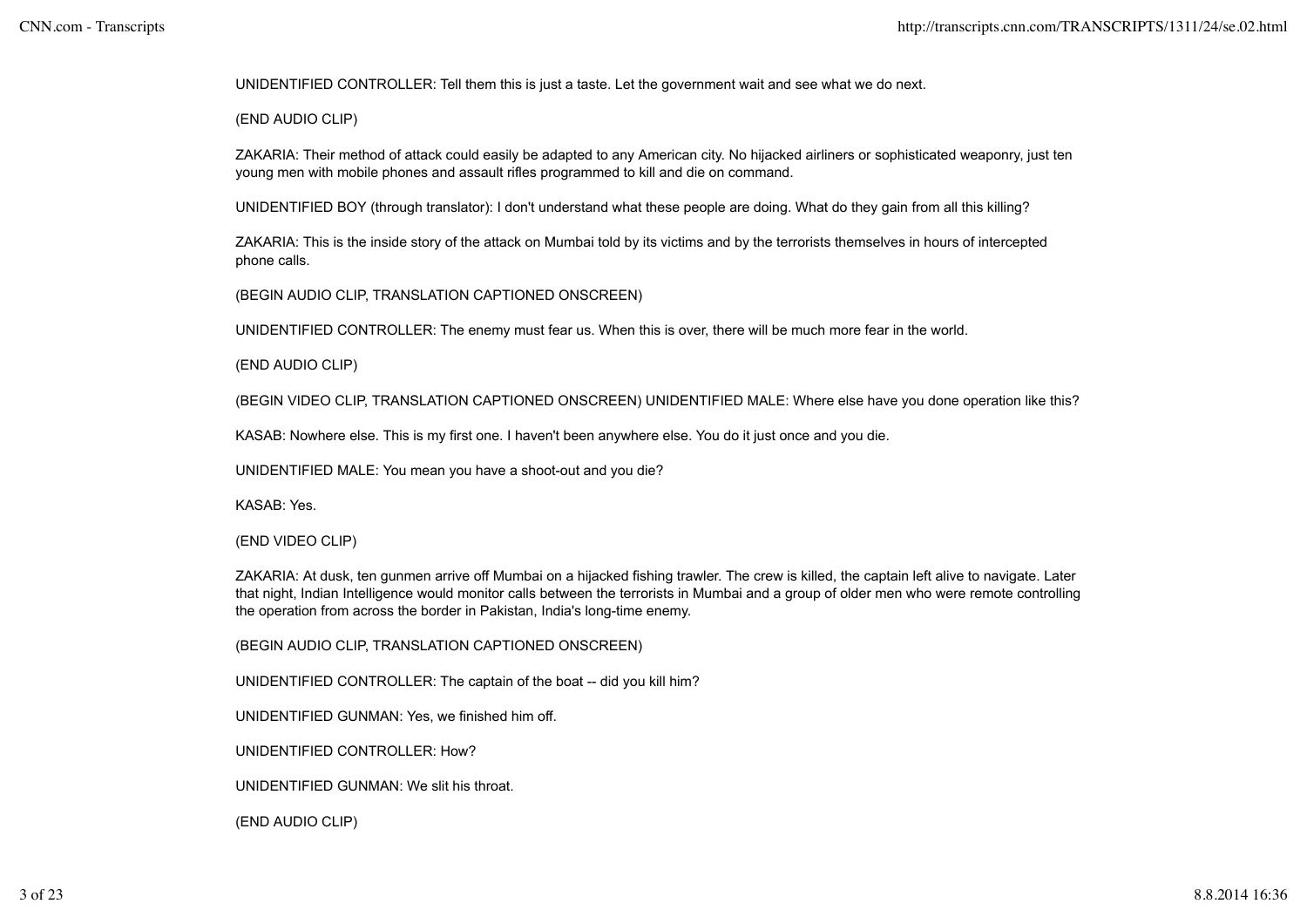UNIDENTIFIED CONTROLLER: Tell them this is just a taste. Let the government wait and see what we do next.

(END AUDIO CLIP)

ZAKARIA: Their method of attack could easily be adapted to any American city. No hijacked airliners or sophisticated weaponry, just ten young men with mobile phones and assault rifles programmed to kill and die on command.

UNIDENTIFIED BOY (through translator): I don't understand what these people are doing. What do they gain from all this killing?

ZAKARIA: This is the inside story of the attack on Mumbai told by its victims and by the terrorists themselves in hours of intercepted phone calls.

(BEGIN AUDIO CLIP, TRANSLATION CAPTIONED ONSCREEN)

UNIDENTIFIED CONTROLLER: The enemy must fear us. When this is over, there will be much more fear in the world.

(END AUDIO CLIP)

(BEGIN VIDEO CLIP, TRANSLATION CAPTIONED ONSCREEN) UNIDENTIFIED MALE: Where else have you done operation like this?

KASAB: Nowhere else. This is my first one. I haven't been anywhere else. You do it just once and you die.

UNIDENTIFIED MALE: You mean you have a shoot-out and you die?

KASAB: Yes.

(END VIDEO CLIP)

ZAKARIA: At dusk, ten gunmen arrive off Mumbai on a hijacked fishing trawler. The crew is killed, the captain left alive to navigate. Later that night, Indian Intelligence would monitor calls between the terrorists in Mumbai and a group of older men who were remote controlling the operation from across the border in Pakistan, India's long-time enemy.

(BEGIN AUDIO CLIP, TRANSLATION CAPTIONED ONSCREEN)

UNIDENTIFIED CONTROLLER: The captain of the boat -- did you kill him?

UNIDENTIFIED GUNMAN: Yes, we finished him off.

UNIDENTIFIED CONTROLLER: How?

UNIDENTIFIED GUNMAN: We slit his throat.

(END AUDIO CLIP)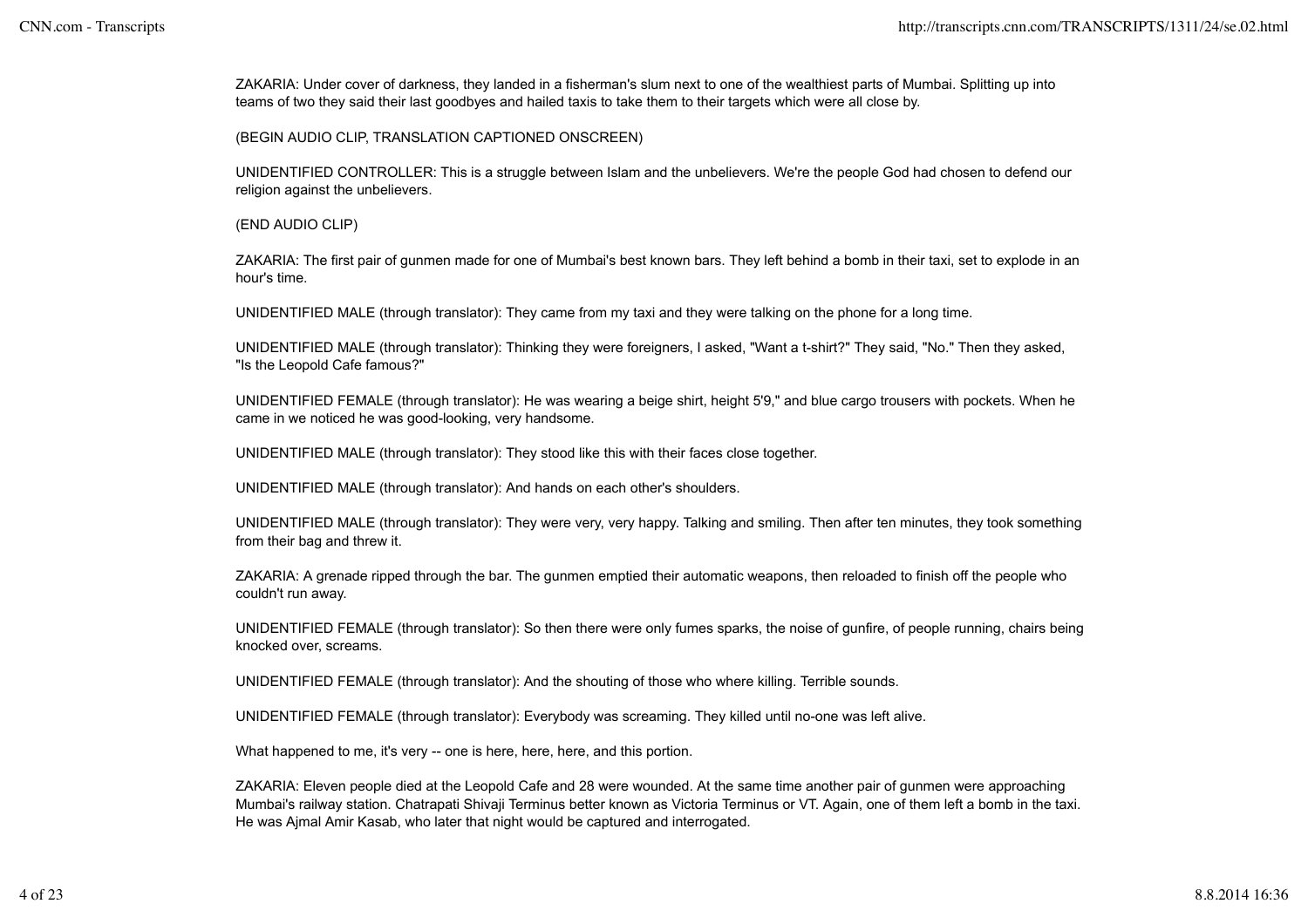ZAKARIA: Under cover of darkness, they landed in a fisherman's slum next to one of the wealthiest parts of Mumbai. Splitting up into teams of two they said their last goodbyes and hailed taxis to take them to their targets which were all close by.

(BEGIN AUDIO CLIP, TRANSLATION CAPTIONED ONSCREEN)

UNIDENTIFIED CONTROLLER: This is a struggle between Islam and the unbelievers. We're the people God had chosen to defend our religion against the unbelievers.

(END AUDIO CLIP)

ZAKARIA: The first pair of gunmen made for one of Mumbai's best known bars. They left behind a bomb in their taxi, set to explode in an hour's time.

UNIDENTIFIED MALE (through translator): They came from my taxi and they were talking on the phone for a long time.

UNIDENTIFIED MALE (through translator): Thinking they were foreigners, I asked, "Want a t-shirt?" They said, "No." Then they asked, "Is the Leopold Cafe famous?"

UNIDENTIFIED FEMALE (through translator): He was wearing a beige shirt, height 5'9," and blue cargo trousers with pockets. When he came in we noticed he was good-looking, very handsome.

UNIDENTIFIED MALE (through translator): They stood like this with their faces close together.

UNIDENTIFIED MALE (through translator): And hands on each other's shoulders.

UNIDENTIFIED MALE (through translator): They were very, very happy. Talking and smiling. Then after ten minutes, they took something from their bag and threw it.

ZAKARIA: A grenade ripped through the bar. The gunmen emptied their automatic weapons, then reloaded to finish off the people who couldn't run away.

UNIDENTIFIED FEMALE (through translator): So then there were only fumes sparks, the noise of gunfire, of people running, chairs being knocked over, screams.

UNIDENTIFIED FEMALE (through translator): And the shouting of those who where killing. Terrible sounds.

UNIDENTIFIED FEMALE (through translator): Everybody was screaming. They killed until no-one was left alive.

What happened to me, it's very -- one is here, here, here, and this portion.

ZAKARIA: Eleven people died at the Leopold Cafe and 28 were wounded. At the same time another pair of gunmen were approaching Mumbai's railway station. Chatrapati Shivaji Terminus better known as Victoria Terminus or VT. Again, one of them left a bomb in the taxi. He was Ajmal Amir Kasab, who later that night would be captured and interrogated.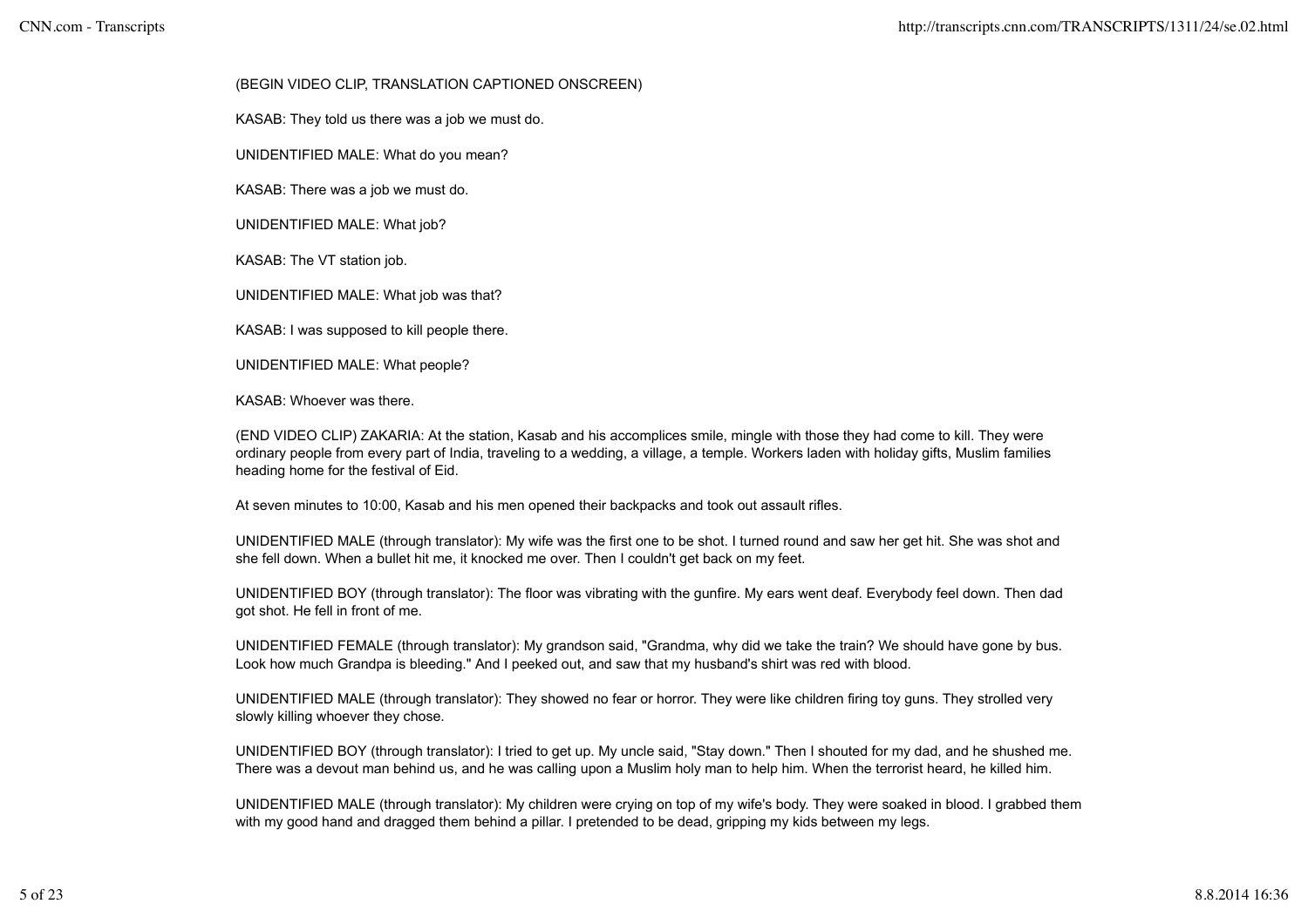(BEGIN VIDEO CLIP, TRANSLATION CAPTIONED ONSCREEN)

KASAB: They told us there was a job we must do.

UNIDENTIFIED MALE: What do you mean?

KASAB: There was a job we must do.

UNIDENTIFIED MALE: What job?

KASAB: The VT station job.

UNIDENTIFIED MALE: What job was that?

KASAB: I was supposed to kill people there.

UNIDENTIFIED MALE: What people?

KASAB: Whoever was there.

(END VIDEO CLIP) ZAKARIA: At the station, Kasab and his accomplices smile, mingle with those they had come to kill. They were ordinary people from every part of India, traveling to a wedding, a village, a temple. Workers laden with holiday gifts, Muslim families heading home for the festival of Eid.

At seven minutes to 10:00, Kasab and his men opened their backpacks and took out assault rifles.

UNIDENTIFIED MALE (through translator): My wife was the first one to be shot. I turned round and saw her get hit. She was shot and she fell down. When a bullet hit me, it knocked me over. Then I couldn't get back on my feet.

UNIDENTIFIED BOY (through translator): The floor was vibrating with the gunfire. My ears went deaf. Everybody feel down. Then dad got shot. He fell in front of me.

UNIDENTIFIED FEMALE (through translator): My grandson said, "Grandma, why did we take the train? We should have gone by bus. Look how much Grandpa is bleeding." And I peeked out, and saw that my husband's shirt was red with blood.

UNIDENTIFIED MALE (through translator): They showed no fear or horror. They were like children firing toy guns. They strolled very slowly killing whoever they chose.

UNIDENTIFIED BOY (through translator): I tried to get up. My uncle said, "Stay down." Then I shouted for my dad, and he shushed me. There was a devout man behind us, and he was calling upon a Muslim holy man to help him. When the terrorist heard, he killed him.

UNIDENTIFIED MALE (through translator): My children were crying on top of my wife's body. They were soaked in blood. I grabbed them with my good hand and dragged them behind a pillar. I pretended to be dead, gripping my kids between my legs.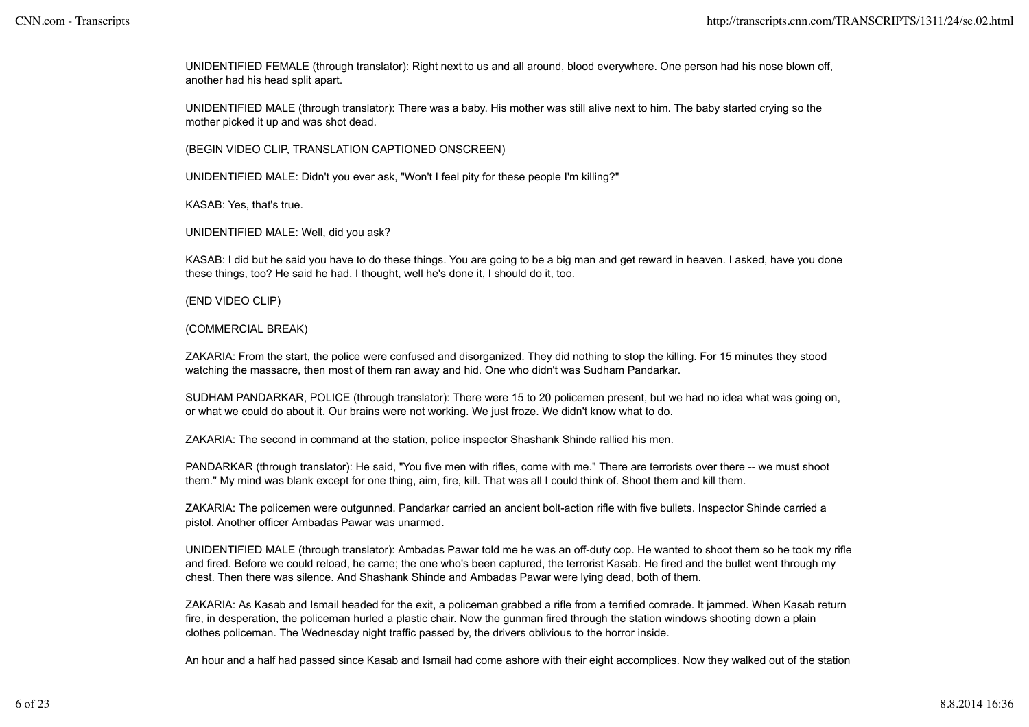UNIDENTIFIED FEMALE (through translator): Right next to us and all around, blood everywhere. One person had his nose blown off, another had his head split apart.

UNIDENTIFIED MALE (through translator): There was a baby. His mother was still alive next to him. The baby started crying so the mother picked it up and was shot dead.

(BEGIN VIDEO CLIP, TRANSLATION CAPTIONED ONSCREEN)

UNIDENTIFIED MALE: Didn't you ever ask, "Won't I feel pity for these people I'm killing?"

KASAB: Yes, that's true.

UNIDENTIFIED MALE: Well, did you ask?

KASAB: I did but he said you have to do these things. You are going to be a big man and get reward in heaven. I asked, have you done these things, too? He said he had. I thought, well he's done it, I should do it, too.

(END VIDEO CLIP)

(COMMERCIAL BREAK)

ZAKARIA: From the start, the police were confused and disorganized. They did nothing to stop the killing. For 15 minutes they stood watching the massacre, then most of them ran away and hid. One who didn't was Sudham Pandarkar.

SUDHAM PANDARKAR, POLICE (through translator): There were 15 to 20 policemen present, but we had no idea what was going on, or what we could do about it. Our brains were not working. We just froze. We didn't know what to do.

ZAKARIA: The second in command at the station, police inspector Shashank Shinde rallied his men.

PANDARKAR (through translator): He said, "You five men with rifles, come with me." There are terrorists over there -- we must shoot them." My mind was blank except for one thing, aim, fire, kill. That was all I could think of. Shoot them and kill them.

ZAKARIA: The policemen were outgunned. Pandarkar carried an ancient bolt-action rifle with five bullets. Inspector Shinde carried a pistol. Another officer Ambadas Pawar was unarmed.

UNIDENTIFIED MALE (through translator): Ambadas Pawar told me he was an off-duty cop. He wanted to shoot them so he took my rifle and fired. Before we could reload, he came; the one who's been captured, the terrorist Kasab. He fired and the bullet went through my chest. Then there was silence. And Shashank Shinde and Ambadas Pawar were lying dead, both of them.

ZAKARIA: As Kasab and Ismail headed for the exit, a policeman grabbed a rifle from a terrified comrade. It jammed. When Kasab return fire, in desperation, the policeman hurled a plastic chair. Now the gunman fired through the station windows shooting down a plain clothes policeman. The Wednesday night traffic passed by, the drivers oblivious to the horror inside.

An hour and a half had passed since Kasab and Ismail had come ashore with their eight accomplices. Now they walked out of the station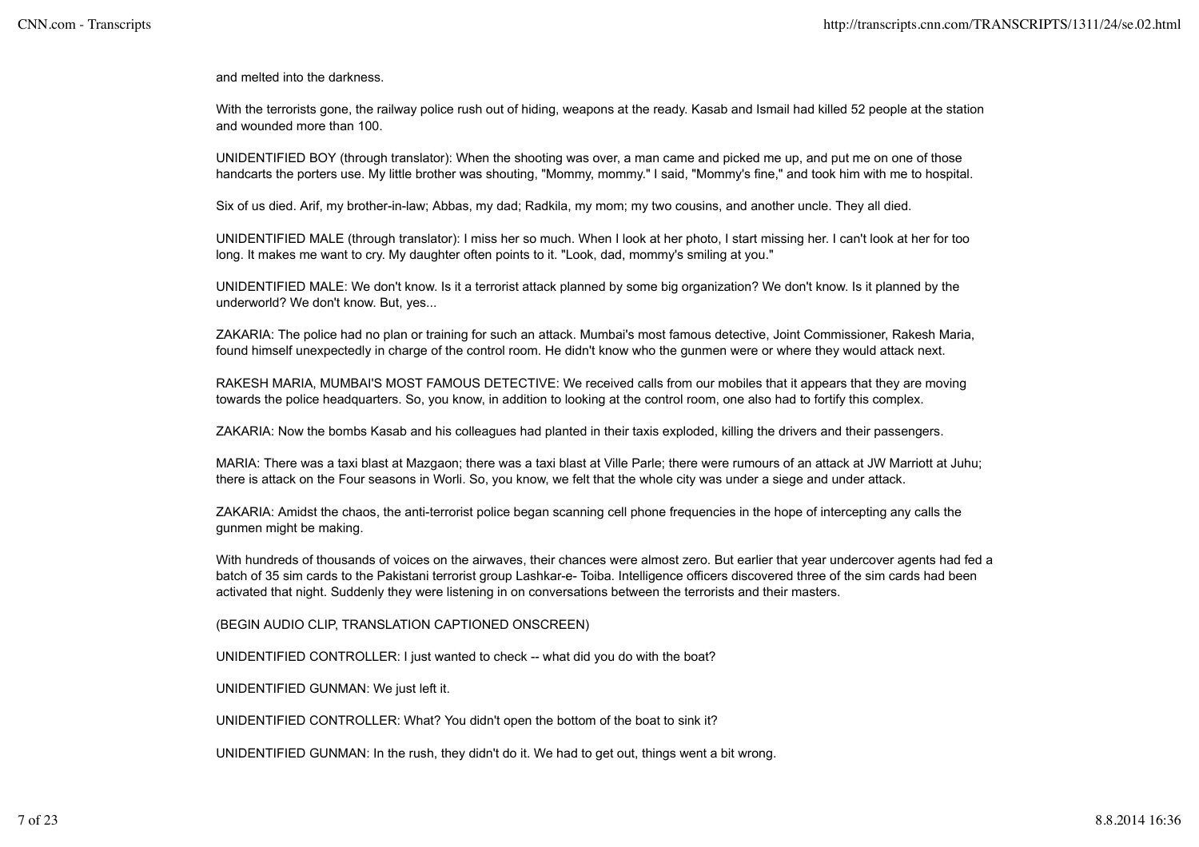and melted into the darkness.

With the terrorists gone, the railway police rush out of hiding, weapons at the ready. Kasab and Ismail had killed 52 people at the station and wounded more than 100.

UNIDENTIFIED BOY (through translator): When the shooting was over, a man came and picked me up, and put me on one of those handcarts the porters use. My little brother was shouting, "Mommy, mommy." I said, "Mommy's fine," and took him with me to hospital.

Six of us died. Arif, my brother-in-law; Abbas, my dad; Radkila, my mom; my two cousins, and another uncle. They all died.

UNIDENTIFIED MALE (through translator): I miss her so much. When I look at her photo, I start missing her. I can't look at her for too long. It makes me want to cry. My daughter often points to it. "Look, dad, mommy's smiling at you."

UNIDENTIFIED MALE: We don't know. Is it a terrorist attack planned by some big organization? We don't know. Is it planned by the underworld? We don't know. But, yes...

ZAKARIA: The police had no plan or training for such an attack. Mumbai's most famous detective, Joint Commissioner, Rakesh Maria, found himself unexpectedly in charge of the control room. He didn't know who the gunmen were or where they would attack next.

RAKESH MARIA, MUMBAI'S MOST FAMOUS DETECTIVE: We received calls from our mobiles that it appears that they are moving towards the police headquarters. So, you know, in addition to looking at the control room, one also had to fortify this complex.

ZAKARIA: Now the bombs Kasab and his colleagues had planted in their taxis exploded, killing the drivers and their passengers.

MARIA: There was a taxi blast at Mazgaon; there was a taxi blast at Ville Parle; there were rumours of an attack at JW Marriott at Juhu; there is attack on the Four seasons in Worli. So, you know, we felt that the whole city was under a siege and under attack.

ZAKARIA: Amidst the chaos, the anti-terrorist police began scanning cell phone frequencies in the hope of intercepting any calls the gunmen might be making.

With hundreds of thousands of voices on the airwaves, their chances were almost zero. But earlier that year undercover agents had fed a batch of 35 sim cards to the Pakistani terrorist group Lashkar-e- Toiba. Intelligence officers discovered three of the sim cards had been activated that night. Suddenly they were listening in on conversations between the terrorists and their masters.

(BEGIN AUDIO CLIP, TRANSLATION CAPTIONED ONSCREEN)

UNIDENTIFIED CONTROLLER: I just wanted to check -- what did you do with the boat?

UNIDENTIFIED GUNMAN: We just left it.

UNIDENTIFIED CONTROLLER: What? You didn't open the bottom of the boat to sink it?

UNIDENTIFIED GUNMAN: In the rush, they didn't do it. We had to get out, things went a bit wrong.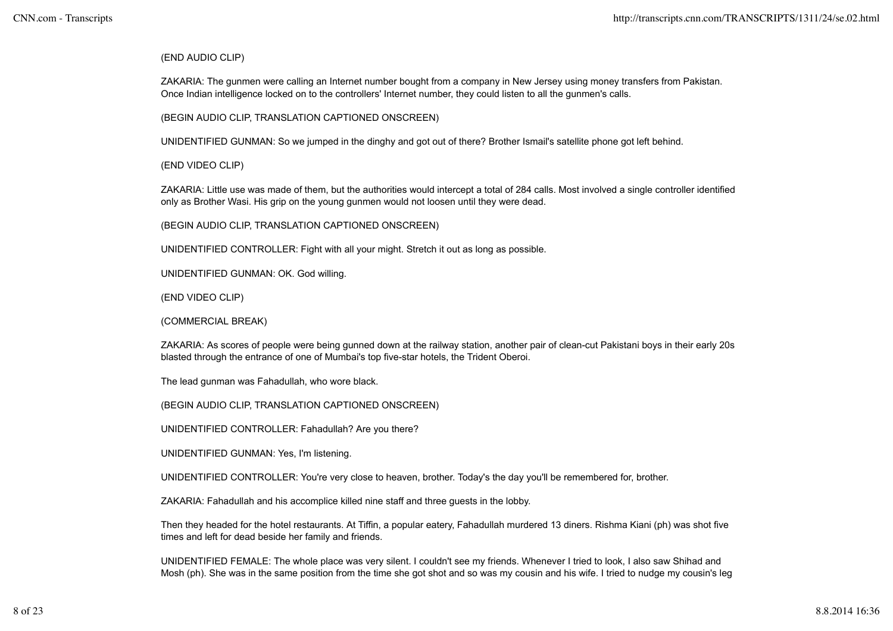(END AUDIO CLIP)

ZAKARIA: The gunmen were calling an Internet number bought from a company in New Jersey using money transfers from Pakistan. Once Indian intelligence locked on to the controllers' Internet number, they could listen to all the gunmen's calls.

(BEGIN AUDIO CLIP, TRANSLATION CAPTIONED ONSCREEN)

UNIDENTIFIED GUNMAN: So we jumped in the dinghy and got out of there? Brother Ismail's satellite phone got left behind.

(END VIDEO CLIP)

ZAKARIA: Little use was made of them, but the authorities would intercept a total of 284 calls. Most involved a single controller identified only as Brother Wasi. His grip on the young gunmen would not loosen until they were dead.

(BEGIN AUDIO CLIP, TRANSLATION CAPTIONED ONSCREEN)

UNIDENTIFIED CONTROLLER: Fight with all your might. Stretch it out as long as possible.

UNIDENTIFIED GUNMAN: OK. God willing.

(END VIDEO CLIP)

(COMMERCIAL BREAK)

ZAKARIA: As scores of people were being gunned down at the railway station, another pair of clean-cut Pakistani boys in their early 20s blasted through the entrance of one of Mumbai's top five-star hotels, the Trident Oberoi.

The lead gunman was Fahadullah, who wore black.

(BEGIN AUDIO CLIP, TRANSLATION CAPTIONED ONSCREEN)

UNIDENTIFIED CONTROLLER: Fahadullah? Are you there?

UNIDENTIFIED GUNMAN: Yes, I'm listening.

UNIDENTIFIED CONTROLLER: You're very close to heaven, brother. Today's the day you'll be remembered for, brother.

ZAKARIA: Fahadullah and his accomplice killed nine staff and three guests in the lobby.

Then they headed for the hotel restaurants. At Tiffin, a popular eatery, Fahadullah murdered 13 diners. Rishma Kiani (ph) was shot five times and left for dead beside her family and friends.

UNIDENTIFIED FEMALE: The whole place was very silent. I couldn't see my friends. Whenever I tried to look, I also saw Shihad and Mosh (ph). She was in the same position from the time she got shot and so was my cousin and his wife. I tried to nudge my cousin's leg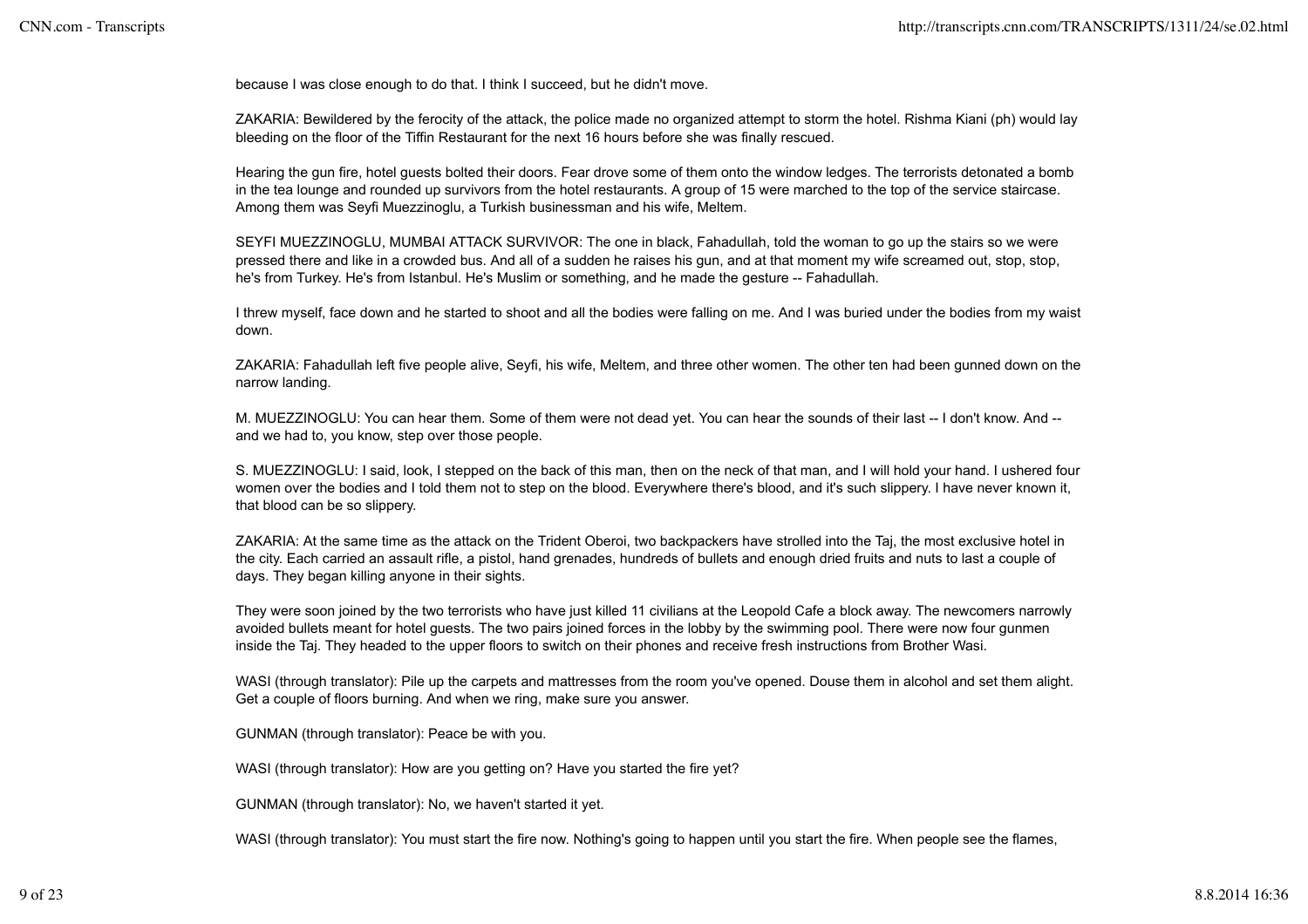because I was close enough to do that. I think I succeed, but he didn't move.

ZAKARIA: Bewildered by the ferocity of the attack, the police made no organized attempt to storm the hotel. Rishma Kiani (ph) would lay bleeding on the floor of the Tiffin Restaurant for the next 16 hours before she was finally rescued.

Hearing the gun fire, hotel guests bolted their doors. Fear drove some of them onto the window ledges. The terrorists detonated a bomb in the tea lounge and rounded up survivors from the hotel restaurants. A group of 15 were marched to the top of the service staircase. Among them was Seyfi Muezzinoglu, a Turkish businessman and his wife, Meltem.

SEYFI MUEZZINOGLU, MUMBAI ATTACK SURVIVOR: The one in black, Fahadullah, told the woman to go up the stairs so we were pressed there and like in a crowded bus. And all of a sudden he raises his gun, and at that moment my wife screamed out, stop, stop, he's from Turkey. He's from Istanbul. He's Muslim or something, and he made the gesture -- Fahadullah.

I threw myself, face down and he started to shoot and all the bodies were falling on me. And I was buried under the bodies from my waist down.

ZAKARIA: Fahadullah left five people alive, Seyfi, his wife, Meltem, and three other women. The other ten had been gunned down on the narrow landing.

M. MUEZZINOGLU: You can hear them. Some of them were not dead yet. You can hear the sounds of their last -- I don't know. And -- and we had to, you know, step over those people.

S. MUEZZINOGLU: I said, look, I stepped on the back of this man, then on the neck of that man, and I will hold your hand. I ushered four women over the bodies and I told them not to step on the blood. Everywhere there's blood, and it's such slippery. I have never known it, that blood can be so slippery.

ZAKARIA: At the same time as the attack on the Trident Oberoi, two backpackers have strolled into the Taj, the most exclusive hotel in the city. Each carried an assault rifle, a pistol, hand grenades, hundreds of bullets and enough dried fruits and nuts to last a couple of days. They began killing anyone in their sights.

They were soon joined by the two terrorists who have just killed 11 civilians at the Leopold Cafe a block away. The newcomers narrowly avoided bullets meant for hotel guests. The two pairs joined forces in the lobby by the swimming pool. There were now four gunmen inside the Taj. They headed to the upper floors to switch on their phones and receive fresh instructions from Brother Wasi.

WASI (through translator): Pile up the carpets and mattresses from the room you've opened. Douse them in alcohol and set them alight. Get a couple of floors burning. And when we ring, make sure you answer.

GUNMAN (through translator): Peace be with you.

WASI (through translator): How are you getting on? Have you started the fire yet?

GUNMAN (through translator): No, we haven't started it yet.

WASI (through translator): You must start the fire now. Nothing's going to happen until you start the fire. When people see the flames,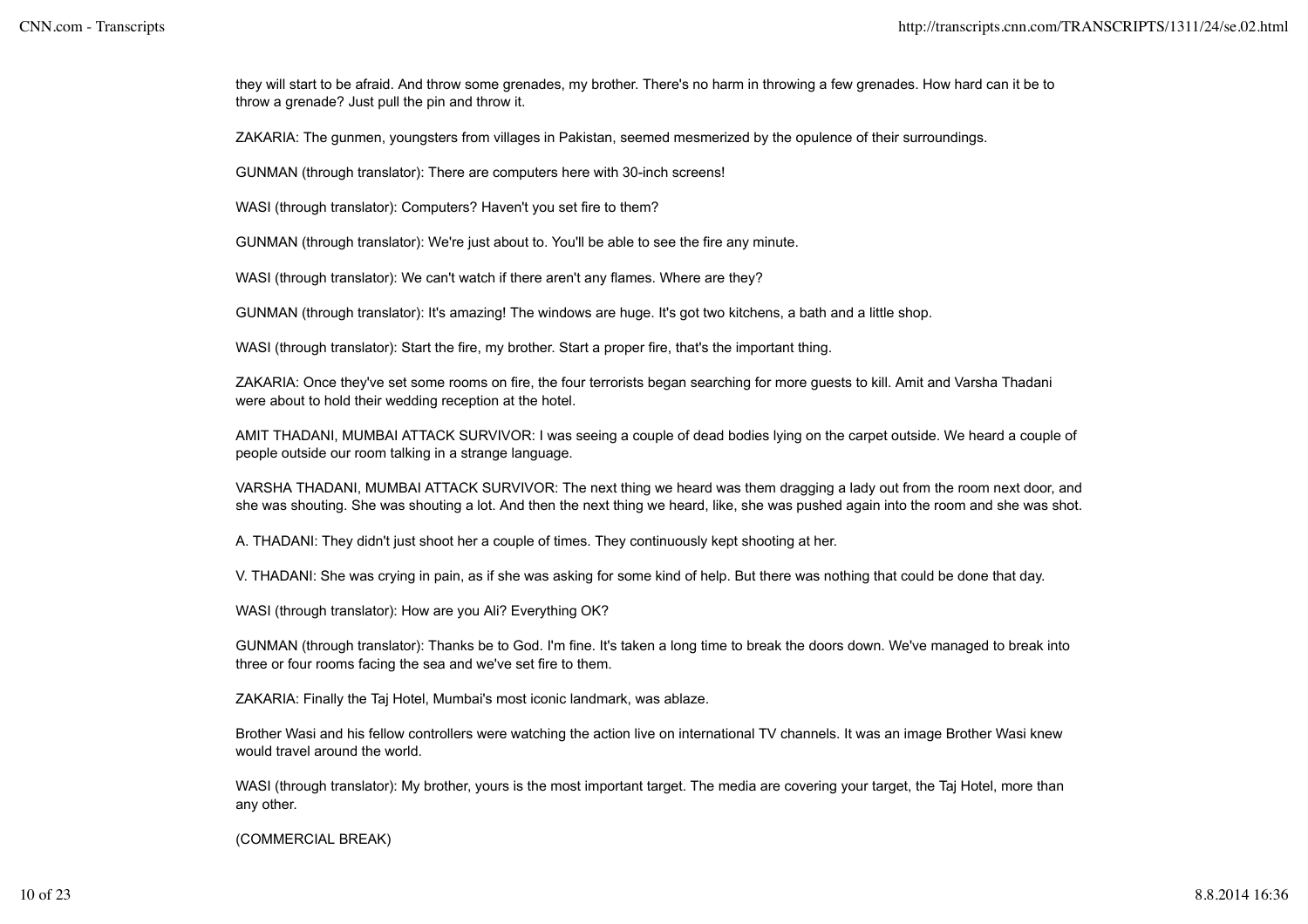they will start to be afraid. And throw some grenades, my brother. There's no harm in throwing a few grenades. How hard can it be to throw a grenade? Just pull the pin and throw it.

ZAKARIA: The gunmen, youngsters from villages in Pakistan, seemed mesmerized by the opulence of their surroundings.

GUNMAN (through translator): There are computers here with 30-inch screens!

WASI (through translator): Computers? Haven't you set fire to them?

GUNMAN (through translator): We're just about to. You'll be able to see the fire any minute.

WASI (through translator): We can't watch if there aren't any flames. Where are they?

GUNMAN (through translator): It's amazing! The windows are huge. It's got two kitchens, a bath and a little shop.

WASI (through translator): Start the fire, my brother. Start a proper fire, that's the important thing.

ZAKARIA: Once they've set some rooms on fire, the four terrorists began searching for more guests to kill. Amit and Varsha Thadani were about to hold their wedding reception at the hotel.

AMIT THADANI, MUMBAI ATTACK SURVIVOR: I was seeing a couple of dead bodies lying on the carpet outside. We heard a couple of people outside our room talking in a strange language.

VARSHA THADANI, MUMBAI ATTACK SURVIVOR: The next thing we heard was them dragging a lady out from the room next door, and she was shouting. She was shouting a lot. And then the next thing we heard, like, she was pushed again into the room and she was shot.

A. THADANI: They didn't just shoot her a couple of times. They continuously kept shooting at her.

V. THADANI: She was crying in pain, as if she was asking for some kind of help. But there was nothing that could be done that day.

WASI (through translator): How are you Ali? Everything OK?

GUNMAN (through translator): Thanks be to God. I'm fine. It's taken a long time to break the doors down. We've managed to break into three or four rooms facing the sea and we've set fire to them.

ZAKARIA: Finally the Taj Hotel, Mumbai's most iconic landmark, was ablaze.

Brother Wasi and his fellow controllers were watching the action live on international TV channels. It was an image Brother Wasi knew would travel around the world.

WASI (through translator): My brother, yours is the most important target. The media are covering your target, the Taj Hotel, more than any other.

(COMMERCIAL BREAK)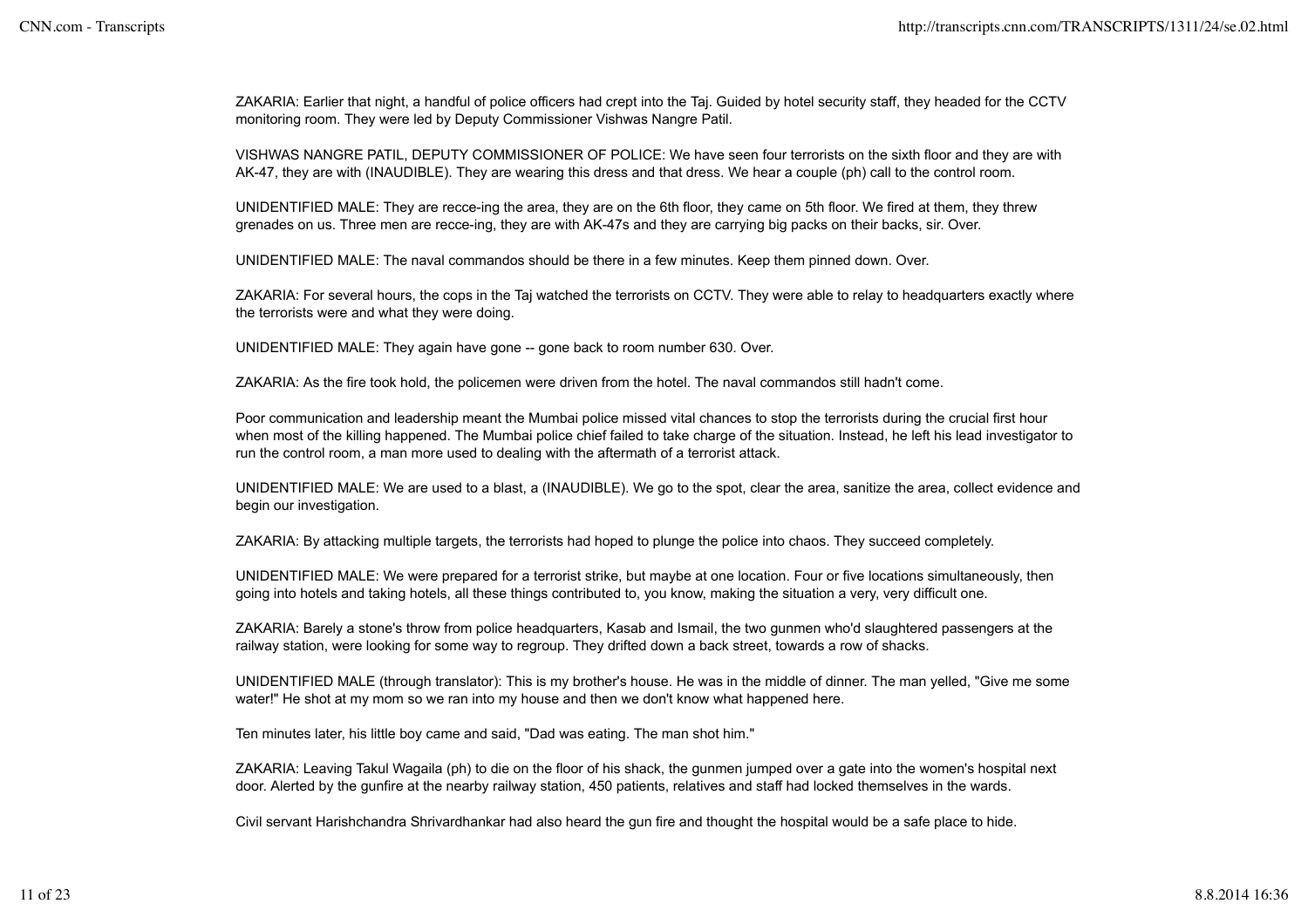ZAKARIA: Earlier that night, a handful of police officers had crept into the Taj. Guided by hotel security staff, they headed for the CCTV monitoring room. They were led by Deputy Commissioner Vishwas Nangre Patil.

VISHWAS NANGRE PATIL, DEPUTY COMMISSIONER OF POLICE: We have seen four terrorists on the sixth floor and they are with AK-47, they are with (INAUDIBLE). They are wearing this dress and that dress. We hear a couple (ph) call to the control room.

UNIDENTIFIED MALE: They are recce-ing the area, they are on the 6th floor, they came on 5th floor. We fired at them, they threw grenades on us. Three men are recce-ing, they are with AK-47s and they are carrying big packs on their backs, sir. Over.

UNIDENTIFIED MALE: The naval commandos should be there in a few minutes. Keep them pinned down. Over.

ZAKARIA: For several hours, the cops in the Taj watched the terrorists on CCTV. They were able to relay to headquarters exactly where the terrorists were and what they were doing.

UNIDENTIFIED MALE: They again have gone -- gone back to room number 630. Over.

ZAKARIA: As the fire took hold, the policemen were driven from the hotel. The naval commandos still hadn't come.

Poor communication and leadership meant the Mumbai police missed vital chances to stop the terrorists during the crucial first hour when most of the killing happened. The Mumbai police chief failed to take charge of the situation. Instead, he left his lead investigator to run the control room, a man more used to dealing with the aftermath of a terrorist attack.

UNIDENTIFIED MALE: We are used to a blast, a (INAUDIBLE). We go to the spot, clear the area, sanitize the area, collect evidence and begin our investigation.

ZAKARIA: By attacking multiple targets, the terrorists had hoped to plunge the police into chaos. They succeed completely.

UNIDENTIFIED MALE: We were prepared for a terrorist strike, but maybe at one location. Four or five locations simultaneously, then going into hotels and taking hotels, all these things contributed to, you know, making the situation a very, very difficult one.

ZAKARIA: Barely a stone's throw from police headquarters, Kasab and Ismail, the two gunmen who'd slaughtered passengers at the railway station, were looking for some way to regroup. They drifted down a back street, towards a row of shacks.

UNIDENTIFIED MALE (through translator): This is my brother's house. He was in the middle of dinner. The man yelled, "Give me some water!" He shot at my mom so we ran into my house and then we don't know what happened here.

Ten minutes later, his little boy came and said, "Dad was eating. The man shot him."

ZAKARIA: Leaving Takul Wagaila (ph) to die on the floor of his shack, the gunmen jumped over a gate into the women's hospital next door. Alerted by the gunfire at the nearby railway station, 450 patients, relatives and staff had locked themselves in the wards.

Civil servant Harishchandra Shrivardhankar had also heard the gun fire and thought the hospital would be a safe place to hide.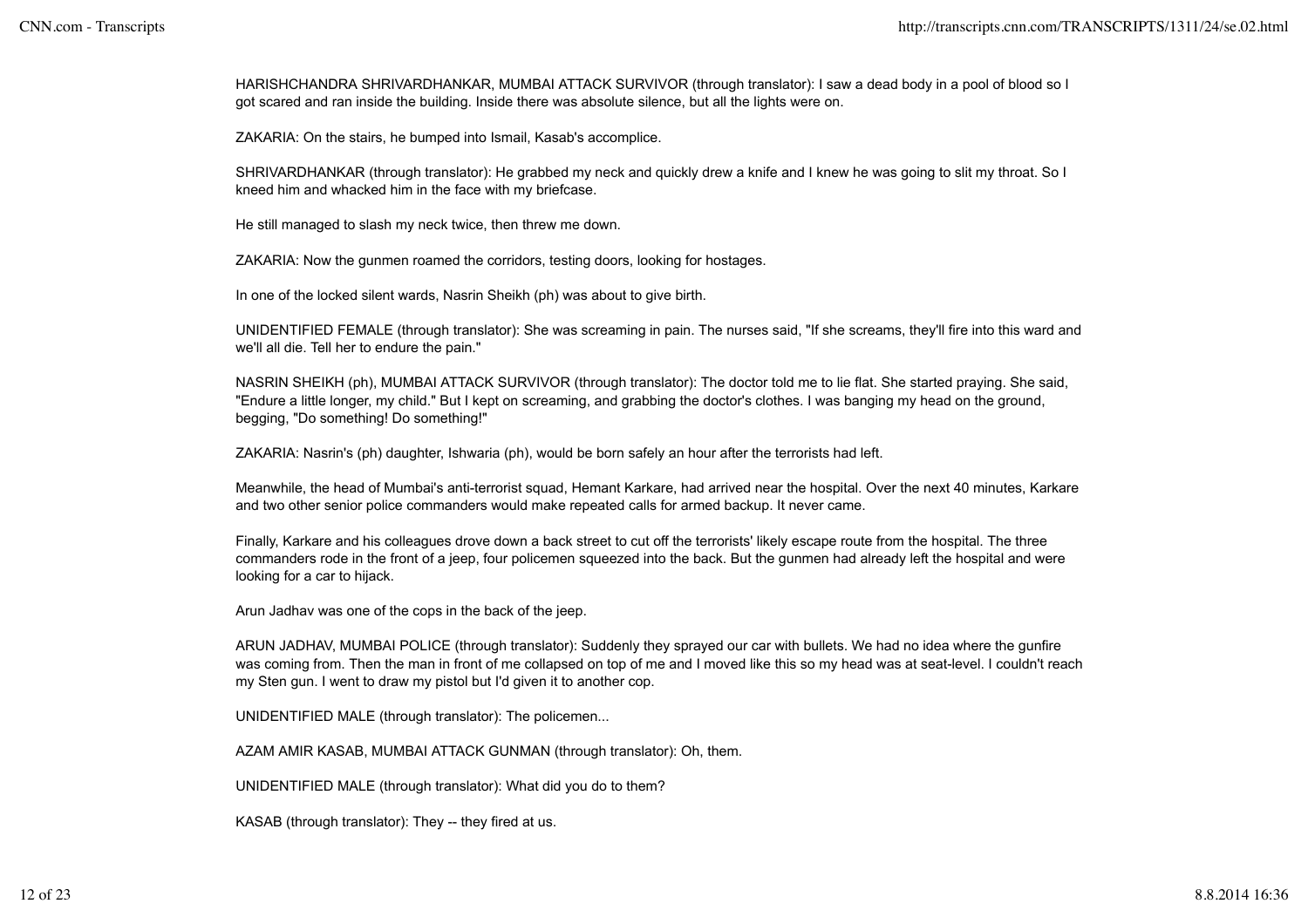HARISHCHANDRA SHRIVARDHANKAR, MUMBAI ATTACK SURVIVOR (through translator): I saw a dead body in a pool of blood so I got scared and ran inside the building. Inside there was absolute silence, but all the lights were on.

ZAKARIA: On the stairs, he bumped into Ismail, Kasab's accomplice.

SHRIVARDHANKAR (through translator): He grabbed my neck and quickly drew a knife and I knew he was going to slit my throat. So I kneed him and whacked him in the face with my briefcase.

He still managed to slash my neck twice, then threw me down.

ZAKARIA: Now the gunmen roamed the corridors, testing doors, looking for hostages.

In one of the locked silent wards, Nasrin Sheikh (ph) was about to give birth.

UNIDENTIFIED FEMALE (through translator): She was screaming in pain. The nurses said, "If she screams, they'll fire into this ward and we'll all die. Tell her to endure the pain."

NASRIN SHEIKH (ph), MUMBAI ATTACK SURVIVOR (through translator): The doctor told me to lie flat. She started praying. She said, "Endure a little longer, my child." But I kept on screaming, and grabbing the doctor's clothes. I was banging my head on the ground, begging, "Do something! Do something!"

ZAKARIA: Nasrin's (ph) daughter, Ishwaria (ph), would be born safely an hour after the terrorists had left.

Meanwhile, the head of Mumbai's anti-terrorist squad, Hemant Karkare, had arrived near the hospital. Over the next 40 minutes, Karkare and two other senior police commanders would make repeated calls for armed backup. It never came.

Finally, Karkare and his colleagues drove down a back street to cut off the terrorists' likely escape route from the hospital. The three commanders rode in the front of a jeep, four policemen squeezed into the back. But the gunmen had already left the hospital and were looking for a car to hijack.

Arun Jadhav was one of the cops in the back of the jeep.

ARUN JADHAV, MUMBAI POLICE (through translator): Suddenly they sprayed our car with bullets. We had no idea where the gunfire was coming from. Then the man in front of me collapsed on top of me and I moved like this so my head was at seat-level. I couldn't reach my Sten gun. I went to draw my pistol but I'd given it to another cop.

UNIDENTIFIED MALE (through translator): The policemen...

AZAM AMIR KASAB, MUMBAI ATTACK GUNMAN (through translator): Oh, them.

UNIDENTIFIED MALE (through translator): What did you do to them?

KASAB (through translator): They -- they fired at us.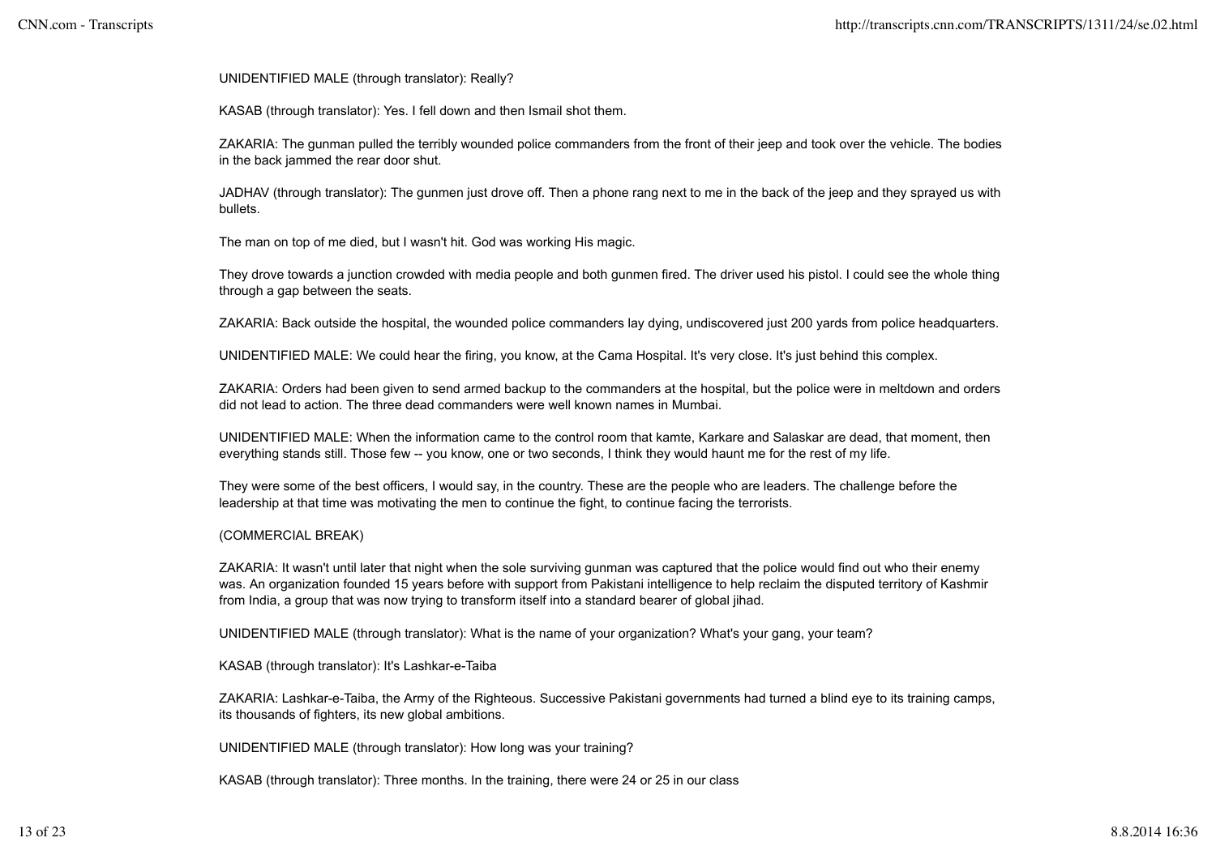UNIDENTIFIED MALE (through translator): Really?

KASAB (through translator): Yes. I fell down and then Ismail shot them.

ZAKARIA: The gunman pulled the terribly wounded police commanders from the front of their jeep and took over the vehicle. The bodies in the back jammed the rear door shut.

JADHAV (through translator): The gunmen just drove off. Then a phone rang next to me in the back of the jeep and they sprayed us with bullets.

The man on top of me died, but I wasn't hit. God was working His magic.

They drove towards a junction crowded with media people and both gunmen fired. The driver used his pistol. I could see the whole thing through a gap between the seats.

ZAKARIA: Back outside the hospital, the wounded police commanders lay dying, undiscovered just 200 yards from police headquarters.

UNIDENTIFIED MALE: We could hear the firing, you know, at the Cama Hospital. It's very close. It's just behind this complex.

ZAKARIA: Orders had been given to send armed backup to the commanders at the hospital, but the police were in meltdown and orders did not lead to action. The three dead commanders were well known names in Mumbai.

UNIDENTIFIED MALE: When the information came to the control room that kamte, Karkare and Salaskar are dead, that moment, then everything stands still. Those few -- you know, one or two seconds, I think they would haunt me for the rest of my life.

They were some of the best officers, I would say, in the country. These are the people who are leaders. The challenge before the leadership at that time was motivating the men to continue the fight, to continue facing the terrorists.

(COMMERCIAL BREAK)

ZAKARIA: It wasn't until later that night when the sole surviving gunman was captured that the police would find out who their enemy was. An organization founded 15 years before with support from Pakistani intelligence to help reclaim the disputed territory of Kashmir from India, a group that was now trying to transform itself into a standard bearer of global jihad.

UNIDENTIFIED MALE (through translator): What is the name of your organization? What's your gang, your team?

KASAB (through translator): It's Lashkar-e-Taiba

ZAKARIA: Lashkar-e-Taiba, the Army of the Righteous. Successive Pakistani governments had turned a blind eye to its training camps, its thousands of fighters, its new global ambitions.

UNIDENTIFIED MALE (through translator): How long was your training?

KASAB (through translator): Three months. In the training, there were 24 or 25 in our class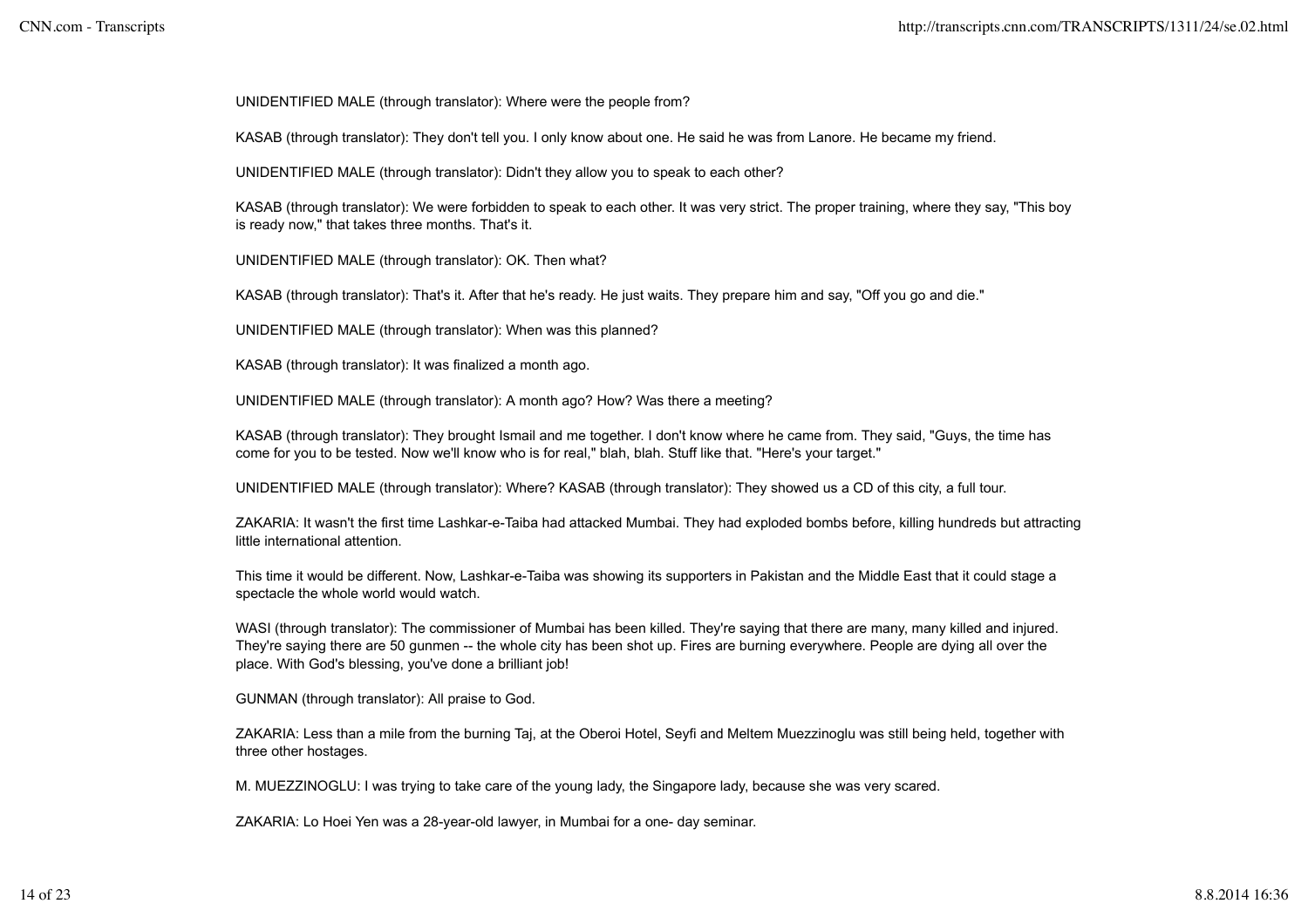UNIDENTIFIED MALE (through translator): Where were the people from?

KASAB (through translator): They don't tell you. I only know about one. He said he was from Lanore. He became my friend.

UNIDENTIFIED MALE (through translator): Didn't they allow you to speak to each other?

KASAB (through translator): We were forbidden to speak to each other. It was very strict. The proper training, where they say, "This boy is ready now," that takes three months. That's it.

UNIDENTIFIED MALE (through translator): OK. Then what?

KASAB (through translator): That's it. After that he's ready. He just waits. They prepare him and say, "Off you go and die."

UNIDENTIFIED MALE (through translator): When was this planned?

KASAB (through translator): It was finalized a month ago.

UNIDENTIFIED MALE (through translator): A month ago? How? Was there a meeting?

KASAB (through translator): They brought Ismail and me together. I don't know where he came from. They said, "Guys, the time has come for you to be tested. Now we'll know who is for real," blah, blah. Stuff like that. "Here's your target."

UNIDENTIFIED MALE (through translator): Where? KASAB (through translator): They showed us a CD of this city, a full tour.

ZAKARIA: It wasn't the first time Lashkar-e-Taiba had attacked Mumbai. They had exploded bombs before, killing hundreds but attracting little international attention.

This time it would be different. Now, Lashkar-e-Taiba was showing its supporters in Pakistan and the Middle East that it could stage a spectacle the whole world would watch.

WASI (through translator): The commissioner of Mumbai has been killed. They're saying that there are many, many killed and injured. They're saying there are 50 gunmen -- the whole city has been shot up. Fires are burning everywhere. People are dying all over the place. With God's blessing, you've done a brilliant job!

GUNMAN (through translator): All praise to God.

ZAKARIA: Less than a mile from the burning Taj, at the Oberoi Hotel, Seyfi and Meltem Muezzinoglu was still being held, together with three other hostages.

M. MUEZZINOGLU: I was trying to take care of the young lady, the Singapore lady, because she was very scared.

ZAKARIA: Lo Hoei Yen was a 28-year-old lawyer, in Mumbai for a one- day seminar.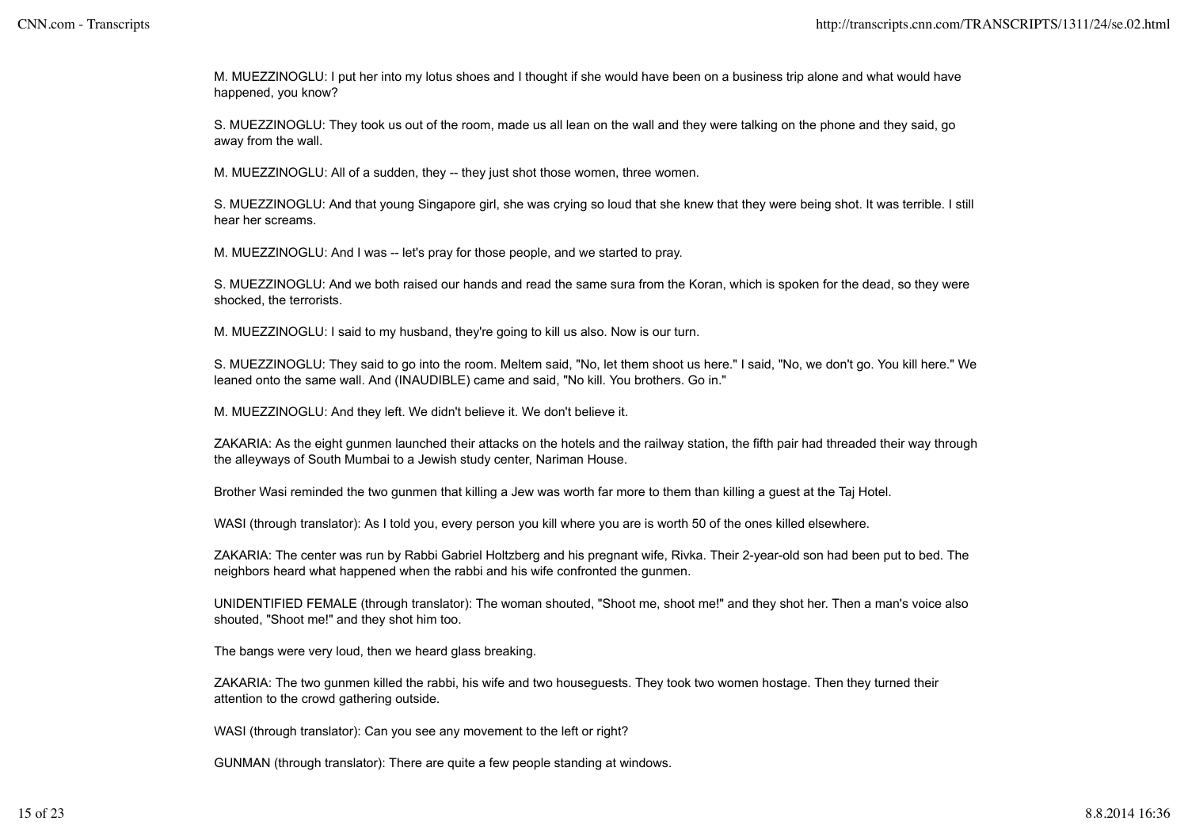M. MUEZZINOGLU: I put her into my lotus shoes and I thought if she would have been on a business trip alone and what would have happened, you know?

S. MUEZZINOGLU: They took us out of the room, made us all lean on the wall and they were talking on the phone and they said, go away from the wall.

M. MUEZZINOGLU: All of a sudden, they -- they just shot those women, three women.

S. MUEZZINOGLU: And that young Singapore girl, she was crying so loud that she knew that they were being shot. It was terrible. I still hear her screams.

M. MUEZZINOGLU: And I was -- let's pray for those people, and we started to pray.

S. MUEZZINOGLU: And we both raised our hands and read the same sura from the Koran, which is spoken for the dead, so they were shocked, the terrorists.

M. MUEZZINOGLU: I said to my husband, they're going to kill us also. Now is our turn.

S. MUEZZINOGLU: They said to go into the room. Meltem said, "No, let them shoot us here." I said, "No, we don't go. You kill here." We leaned onto the same wall. And (INAUDIBLE) came and said, "No kill. You brothers. Go in."

M. MUEZZINOGLU: And they left. We didn't believe it. We don't believe it.

ZAKARIA: As the eight gunmen launched their attacks on the hotels and the railway station, the fifth pair had threaded their way through the alleyways of South Mumbai to a Jewish study center, Nariman House.

Brother Wasi reminded the two gunmen that killing a Jew was worth far more to them than killing a guest at the Taj Hotel.

WASI (through translator): As I told you, every person you kill where you are is worth 50 of the ones killed elsewhere.

ZAKARIA: The center was run by Rabbi Gabriel Holtzberg and his pregnant wife, Rivka. Their 2-year-old son had been put to bed. The neighbors heard what happened when the rabbi and his wife confronted the gunmen.

UNIDENTIFIED FEMALE (through translator): The woman shouted, "Shoot me, shoot me!" and they shot her. Then a man's voice also shouted, "Shoot me!" and they shot him too.

The bangs were very loud, then we heard glass breaking.

ZAKARIA: The two gunmen killed the rabbi, his wife and two houseguests. They took two women hostage. Then they turned their attention to the crowd gathering outside.

WASI (through translator): Can you see any movement to the left or right?

GUNMAN (through translator): There are quite a few people standing at windows.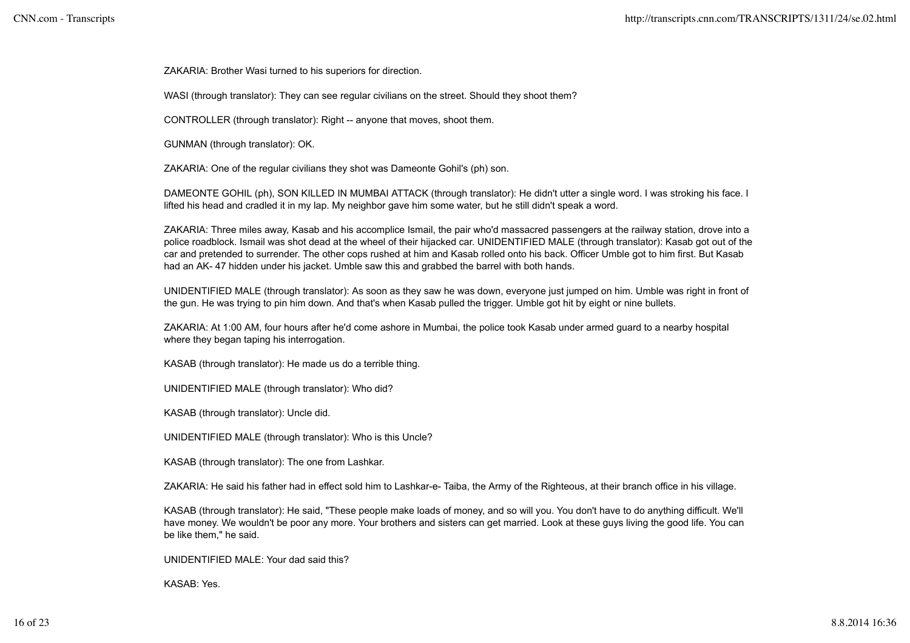ZAKARIA: Brother Wasi turned to his superiors for direction.

WASI (through translator): They can see regular civilians on the street. Should they shoot them?

CONTROLLER (through translator): Right -- anyone that moves, shoot them.

GUNMAN (through translator): OK.

ZAKARIA: One of the regular civilians they shot was Dameonte Gohil's (ph) son.

DAMEONTE GOHIL (ph), SON KILLED IN MUMBAI ATTACK (through translator): He didn't utter a single word. I was stroking his face. I lifted his head and cradled it in my lap. My neighbor gave him some water, but he still didn't speak a word.

ZAKARIA: Three miles away, Kasab and his accomplice Ismail, the pair who'd massacred passengers at the railway station, drove into a police roadblock. Ismail was shot dead at the wheel of their hijacked car. UNIDENTIFIED MALE (through translator): Kasab got out of the car and pretended to surrender. The other cops rushed at him and Kasab rolled onto his back. Officer Umble got to him first. But Kasab had an AK- 47 hidden under his jacket. Umble saw this and grabbed the barrel with both hands.

UNIDENTIFIED MALE (through translator): As soon as they saw he was down, everyone just jumped on him. Umble was right in front of the gun. He was trying to pin him down. And that's when Kasab pulled the trigger. Umble got hit by eight or nine bullets.

ZAKARIA: At 1:00 AM, four hours after he'd come ashore in Mumbai, the police took Kasab under armed guard to a nearby hospital where they began taping his interrogation.

KASAB (through translator): He made us do a terrible thing.

UNIDENTIFIED MALE (through translator): Who did?

KASAB (through translator): Uncle did.

UNIDENTIFIED MALE (through translator): Who is this Uncle?

KASAB (through translator): The one from Lashkar.

ZAKARIA: He said his father had in effect sold him to Lashkar-e- Taiba, the Army of the Righteous, at their branch office in his village.

KASAB (through translator): He said, "These people make loads of money, and so will you. You don't have to do anything difficult. We'll have money. We wouldn't be poor any more. Your brothers and sisters can get married. Look at these guys living the good life. You can be like them," he said.

UNIDENTIFIED MALE: Your dad said this?

KASAB: Yes.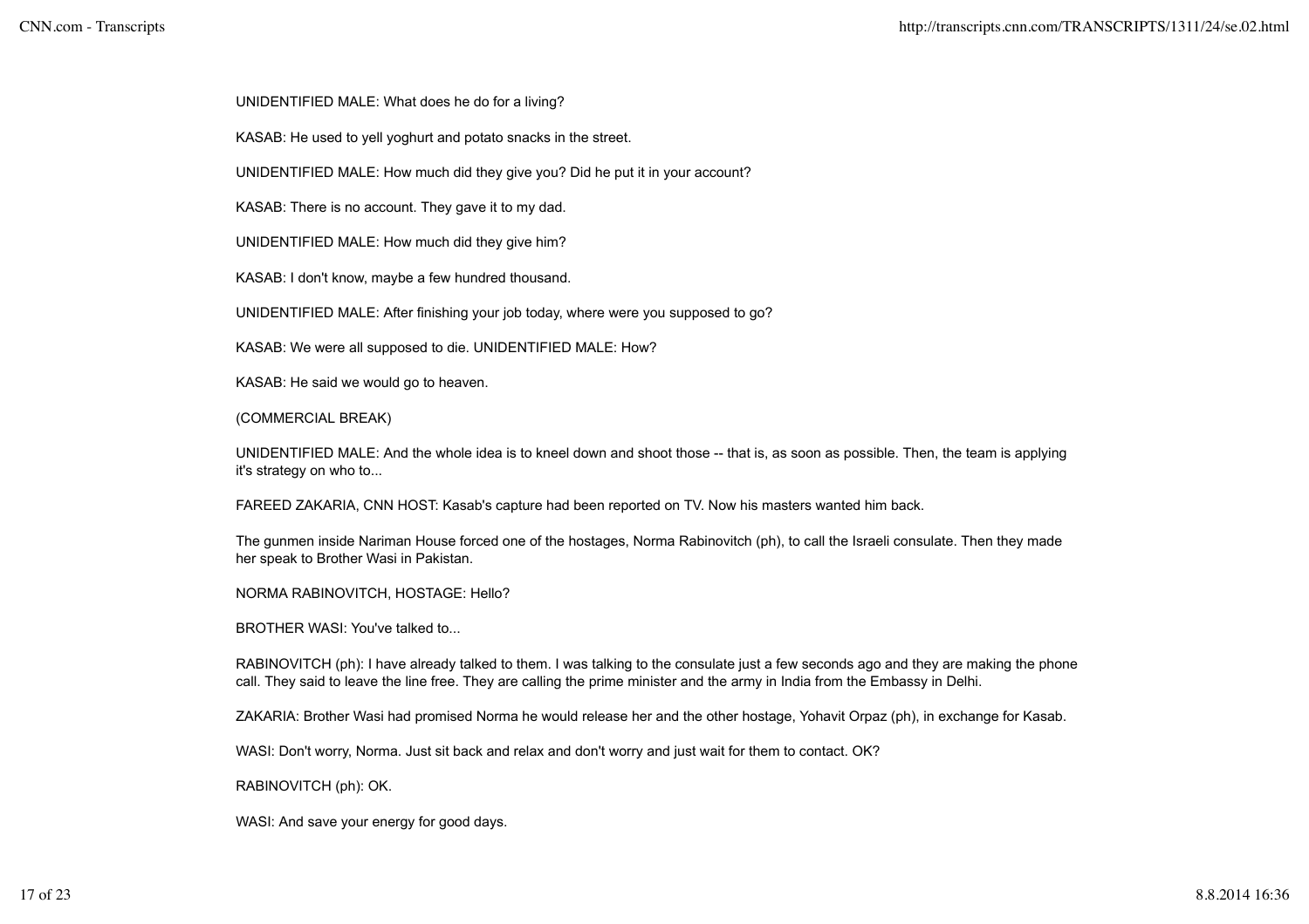UNIDENTIFIED MALE: What does he do for a living?

KASAB: He used to yell yoghurt and potato snacks in the street.

UNIDENTIFIED MALE: How much did they give you? Did he put it in your account?

KASAB: There is no account. They gave it to my dad.

UNIDENTIFIED MALE: How much did they give him?

KASAB: I don't know, maybe a few hundred thousand.

UNIDENTIFIED MALE: After finishing your job today, where were you supposed to go?

KASAB: We were all supposed to die. UNIDENTIFIED MALE: How?

KASAB: He said we would go to heaven.

(COMMERCIAL BREAK)

UNIDENTIFIED MALE: And the whole idea is to kneel down and shoot those -- that is, as soon as possible. Then, the team is applying it's strategy on who to...

FAREED ZAKARIA, CNN HOST: Kasab's capture had been reported on TV. Now his masters wanted him back.

The gunmen inside Nariman House forced one of the hostages, Norma Rabinovitch (ph), to call the Israeli consulate. Then they made her speak to Brother Wasi in Pakistan.

NORMA RABINOVITCH, HOSTAGE: Hello?

BROTHER WASI: You've talked to...

RABINOVITCH (ph): I have already talked to them. I was talking to the consulate just a few seconds ago and they are making the phone call. They said to leave the line free. They are calling the prime minister and the army in India from the Embassy in Delhi.

ZAKARIA: Brother Wasi had promised Norma he would release her and the other hostage, Yohavit Orpaz (ph), in exchange for Kasab.

WASI: Don't worry, Norma. Just sit back and relax and don't worry and just wait for them to contact. OK?

RABINOVITCH (ph): OK.

WASI: And save your energy for good days.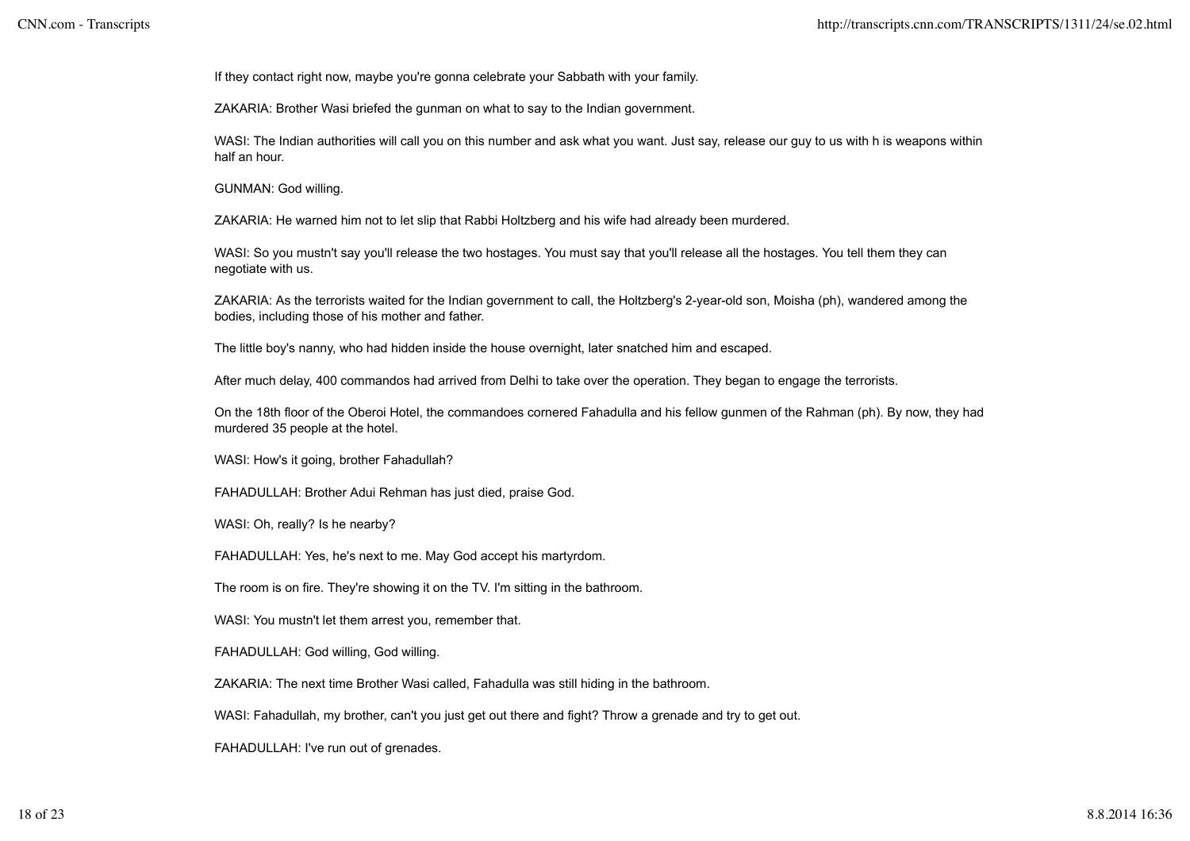If they contact right now, maybe you're gonna celebrate your Sabbath with your family.

ZAKARIA: Brother Wasi briefed the gunman on what to say to the Indian government.

WASI: The Indian authorities will call you on this number and ask what you want. Just say, release our guy to us with h is weapons within half an hour.

GUNMAN: God willing.

ZAKARIA: He warned him not to let slip that Rabbi Holtzberg and his wife had already been murdered.

WASI: So you mustn't say you'll release the two hostages. You must say that you'll release all the hostages. You tell them they can negotiate with us.

ZAKARIA: As the terrorists waited for the Indian government to call, the Holtzberg's 2-year-old son, Moisha (ph), wandered among the bodies, including those of his mother and father.

The little boy's nanny, who had hidden inside the house overnight, later snatched him and escaped.

After much delay, 400 commandos had arrived from Delhi to take over the operation. They began to engage the terrorists.

On the 18th floor of the Oberoi Hotel, the commandoes cornered Fahadulla and his fellow gunmen of the Rahman (ph). By now, they had murdered 35 people at the hotel.

WASI: How's it going, brother Fahadullah?

FAHADULLAH: Brother Adui Rehman has just died, praise God.

WASI: Oh, really? Is he nearby?

FAHADULLAH: Yes, he's next to me. May God accept his martyrdom.

The room is on fire. They're showing it on the TV. I'm sitting in the bathroom.

WASI: You mustn't let them arrest you, remember that.

FAHADULLAH: God willing, God willing.

ZAKARIA: The next time Brother Wasi called, Fahadulla was still hiding in the bathroom.

WASI: Fahadullah, my brother, can't you just get out there and fight? Throw a grenade and try to get out.

FAHADULLAH: I've run out of grenades.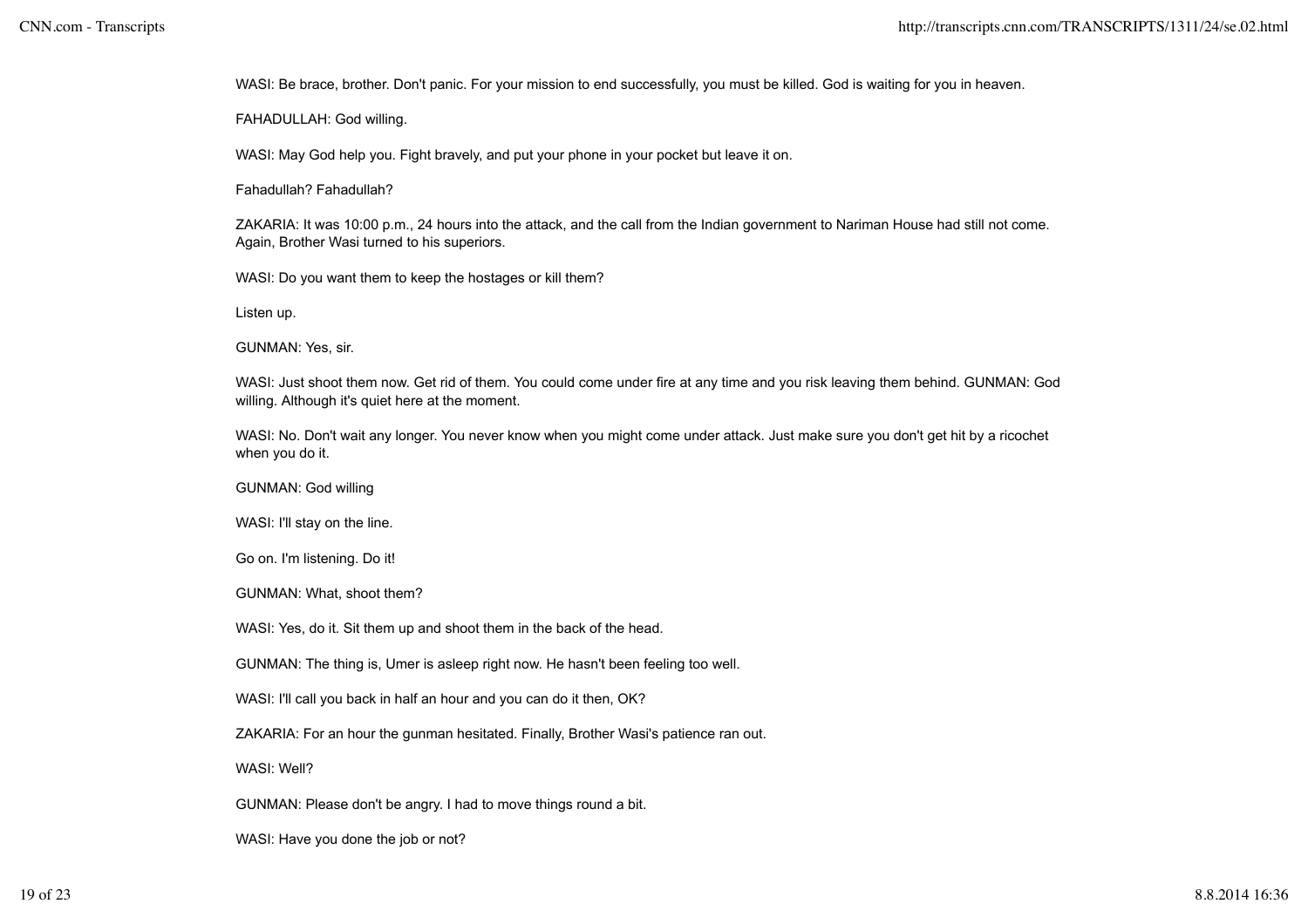WASI: Be brace, brother. Don't panic. For your mission to end successfully, you must be killed. God is waiting for you in heaven.

FAHADULLAH: God willing.

WASI: May God help you. Fight bravely, and put your phone in your pocket but leave it on.

Fahadullah? Fahadullah?

ZAKARIA: It was 10:00 p.m., 24 hours into the attack, and the call from the Indian government to Nariman House had still not come. Again, Brother Wasi turned to his superiors.

WASI: Do you want them to keep the hostages or kill them?

Listen up.

GUNMAN: Yes, sir.

WASI: Just shoot them now. Get rid of them. You could come under fire at any time and you risk leaving them behind. GUNMAN: God willing. Although it's quiet here at the moment.

WASI: No. Don't wait any longer. You never know when you might come under attack. Just make sure you don't get hit by a ricochet when you do it.

GUNMAN: God willing

WASI: I'll stay on the line.

Go on. I'm listening. Do it!

GUNMAN: What, shoot them?

WASI: Yes, do it. Sit them up and shoot them in the back of the head.

GUNMAN: The thing is, Umer is asleep right now. He hasn't been feeling too well.

WASI: I'll call you back in half an hour and you can do it then, OK?

ZAKARIA: For an hour the gunman hesitated. Finally, Brother Wasi's patience ran out.

WASI: Well?

GUNMAN: Please don't be angry. I had to move things round a bit.

WASI: Have you done the job or not?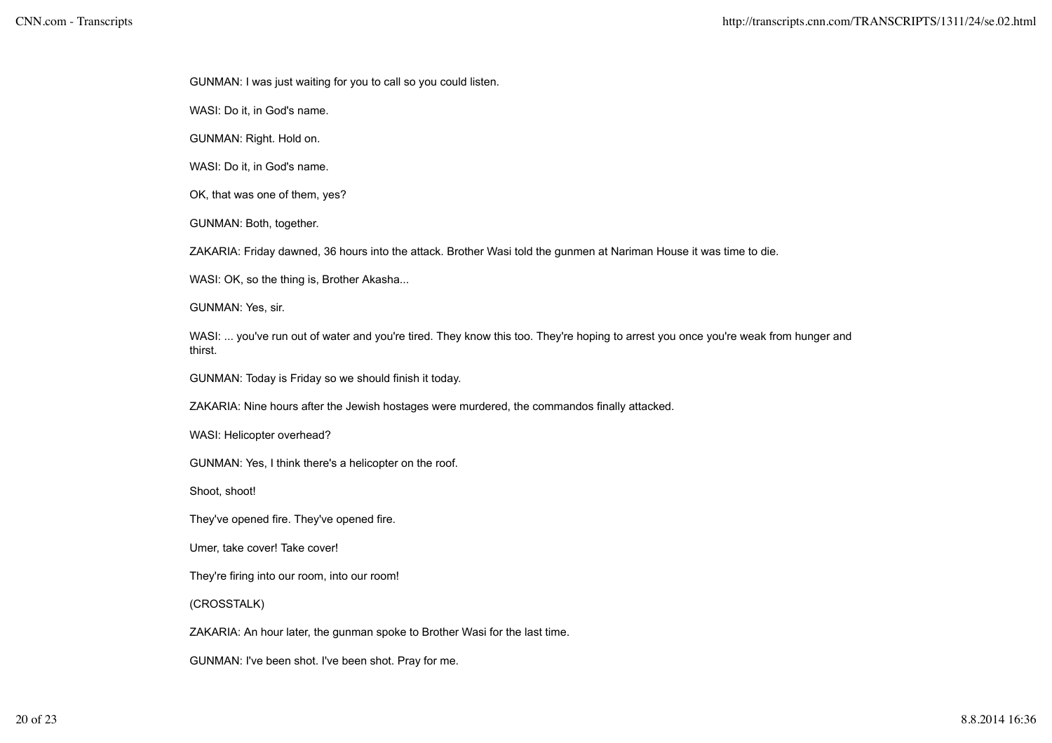GUNMAN: I was just waiting for you to call so you could listen.

WASI: Do it, in God's name.

GUNMAN: Right. Hold on.

WASI: Do it, in God's name.

OK, that was one of them, yes?

GUNMAN: Both, together.

ZAKARIA: Friday dawned, 36 hours into the attack. Brother Wasi told the gunmen at Nariman House it was time to die.

WASI: OK, so the thing is, Brother Akasha...

GUNMAN: Yes, sir.

WASI: ... you've run out of water and you're tired. They know this too. They're hoping to arrest you once you're weak from hunger and thirst.

GUNMAN: Today is Friday so we should finish it today.

ZAKARIA: Nine hours after the Jewish hostages were murdered, the commandos finally attacked.

WASI: Helicopter overhead?

GUNMAN: Yes, I think there's a helicopter on the roof.

Shoot, shoot!

They've opened fire. They've opened fire.

Umer, take cover! Take cover!

They're firing into our room, into our room!

(CROSSTALK)

ZAKARIA: An hour later, the gunman spoke to Brother Wasi for the last time.

GUNMAN: I've been shot. I've been shot. Pray for me.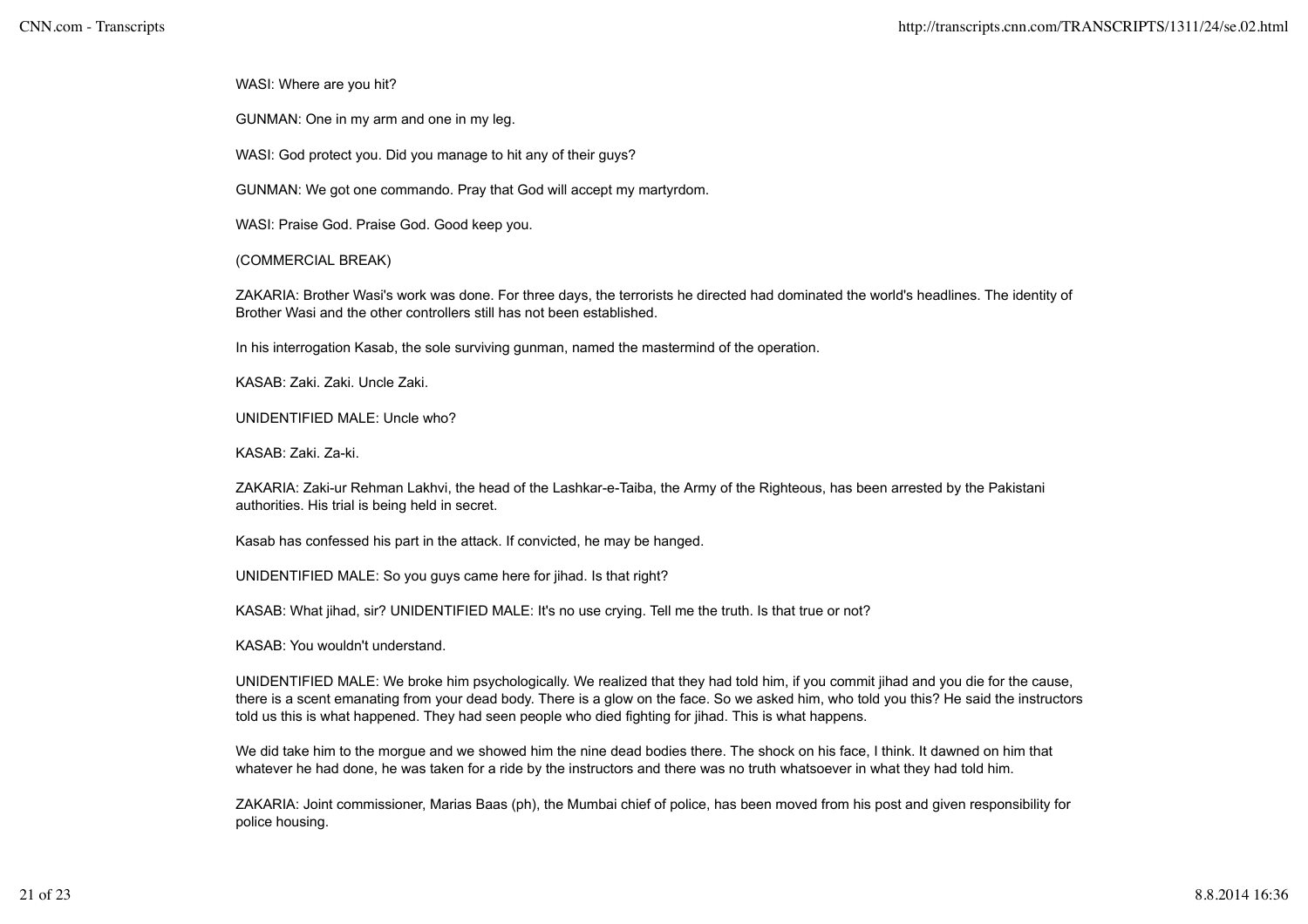WASI: Where are you hit?

GUNMAN: One in my arm and one in my leg.

WASI: God protect you. Did you manage to hit any of their guys?

GUNMAN: We got one commando. Pray that God will accept my martyrdom.

WASI: Praise God. Praise God. Good keep you.

(COMMERCIAL BREAK)

ZAKARIA: Brother Wasi's work was done. For three days, the terrorists he directed had dominated the world's headlines. The identity of Brother Wasi and the other controllers still has not been established.

In his interrogation Kasab, the sole surviving gunman, named the mastermind of the operation.

KASAB: Zaki. Zaki. Uncle Zaki.

UNIDENTIFIED MALE: Uncle who?

KASAB: Zaki. Za-ki.

ZAKARIA: Zaki-ur Rehman Lakhvi, the head of the Lashkar-e-Taiba, the Army of the Righteous, has been arrested by the Pakistani authorities. His trial is being held in secret.

Kasab has confessed his part in the attack. If convicted, he may be hanged.

UNIDENTIFIED MALE: So you guys came here for jihad. Is that right?

KASAB: What jihad, sir? UNIDENTIFIED MALE: It's no use crying. Tell me the truth. Is that true or not?

KASAB: You wouldn't understand.

UNIDENTIFIED MALE: We broke him psychologically. We realized that they had told him, if you commit jihad and you die for the cause, there is a scent emanating from your dead body. There is a glow on the face. So we asked him, who told you this? He said the instructors told us this is what happened. They had seen people who died fighting for jihad. This is what happens.

We did take him to the morgue and we showed him the nine dead bodies there. The shock on his face, I think. It dawned on him that whatever he had done, he was taken for a ride by the instructors and there was no truth whatsoever in what they had told him.

ZAKARIA: Joint commissioner, Marias Baas (ph), the Mumbai chief of police, has been moved from his post and given responsibility for police housing.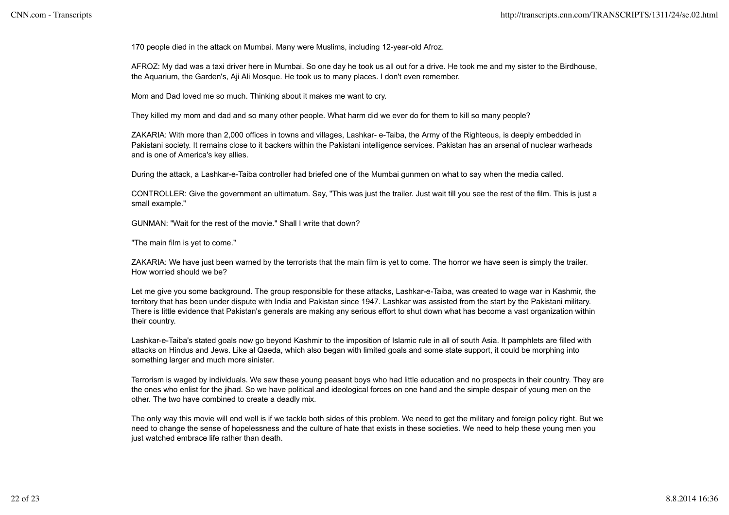170 people died in the attack on Mumbai. Many were Muslims, including 12-year-old Afroz.

AFROZ: My dad was a taxi driver here in Mumbai. So one day he took us all out for a drive. He took me and my sister to the Birdhouse, the Aquarium, the Garden's, Aji Ali Mosque. He took us to many places. I don't even remember.

Mom and Dad loved me so much. Thinking about it makes me want to cry.

They killed my mom and dad and so many other people. What harm did we ever do for them to kill so many people?

ZAKARIA: With more than 2,000 offices in towns and villages, Lashkar- e-Taiba, the Army of the Righteous, is deeply embedded in Pakistani society. It remains close to it backers within the Pakistani intelligence services. Pakistan has an arsenal of nuclear warheads and is one of America's key allies.

During the attack, a Lashkar-e-Taiba controller had briefed one of the Mumbai gunmen on what to say when the media called.

CONTROLLER: Give the government an ultimatum. Say, "This was just the trailer. Just wait till you see the rest of the film. This is just a small example."

GUNMAN: "Wait for the rest of the movie." Shall I write that down?

"The main film is yet to come."

ZAKARIA: We have just been warned by the terrorists that the main film is yet to come. The horror we have seen is simply the trailer. How worried should we be?

Let me give you some background. The group responsible for these attacks, Lashkar-e-Taiba, was created to wage war in Kashmir, the territory that has been under dispute with India and Pakistan since 1947. Lashkar was assisted from the start by the Pakistani military. There is little evidence that Pakistan's generals are making any serious effort to shut down what has become a vast organization within their country.

Lashkar-e-Taiba's stated goals now go beyond Kashmir to the imposition of Islamic rule in all of south Asia. It pamphlets are filled with attacks on Hindus and Jews. Like al Qaeda, which also began with limited goals and some state support, it could be morphing into something larger and much more sinister.

Terrorism is waged by individuals. We saw these young peasant boys who had little education and no prospects in their country. They are the ones who enlist for the jihad. So we have political and ideological forces on one hand and the simple despair of young men on the other. The two have combined to create a deadly mix.

The only way this movie will end well is if we tackle both sides of this problem. We need to get the military and foreign policy right. But we need to change the sense of hopelessness and the culture of hate that exists in these societies. We need to help these young men you just watched embrace life rather than death.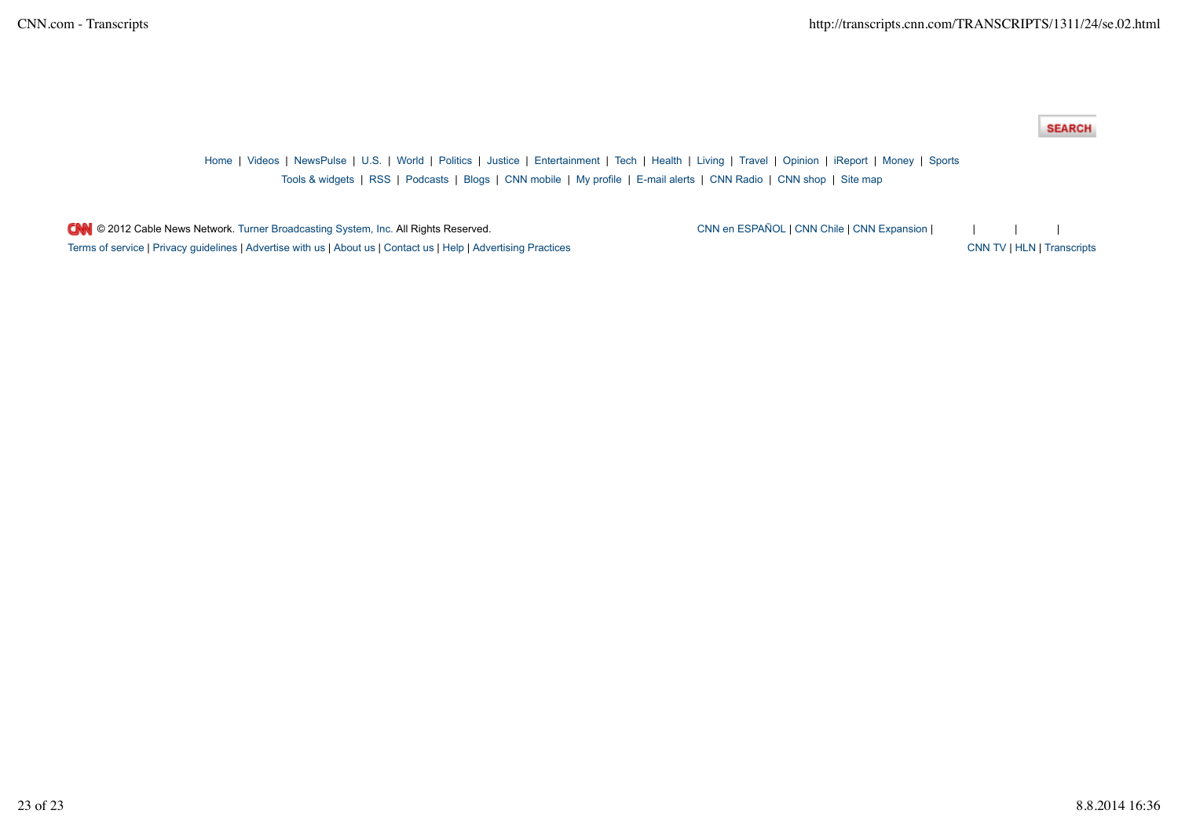SEARCH

Home | Videos | NewsPulse | U.S. | World | Politics | Justice | Entertainment | Tech | Health | Living | Travel | Opinion | iReport | Money | Sports

Tools & widgets | RSS | Podcasts | Blogs | CNN mobile | My profile | E-mail alerts | CNN Radio | CNN shop | Site map

© 2012 Cable News Network. Turner Broadcasting System, Inc. All Rights Reserved.

Terms of service | Privacy guidelines | Advertise with us | About us | Contact us | Help | Advertising Practices

CNN en ESPAÑOL | CNN Chile | CNN Expansion | | | |

CNN TV | HLN | Transcripts